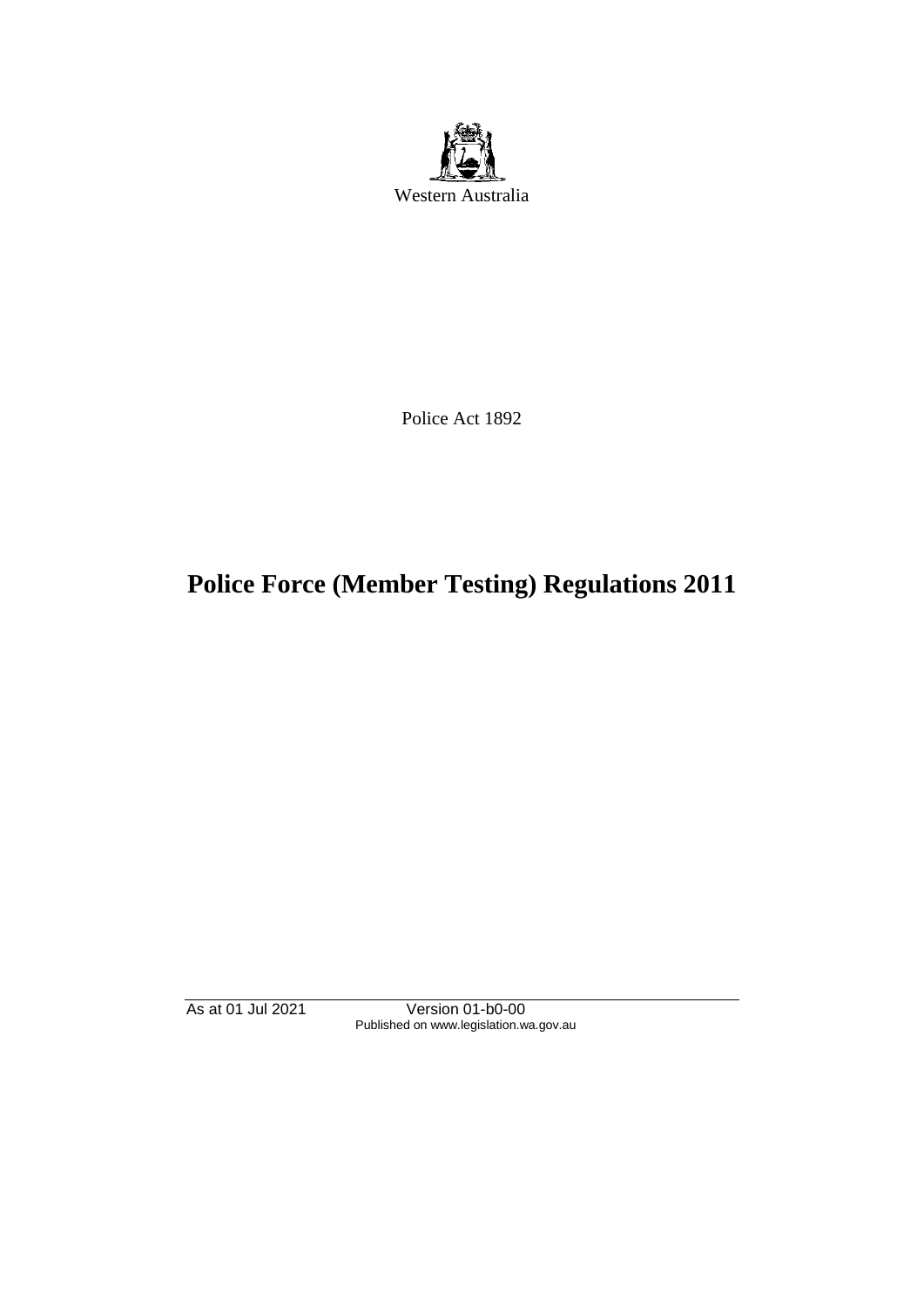Western Australia

Police Act 1892

# Police Force (Member Testing) Regulations 2011

As at 01 Jul 2021 Version 01-b0-00
Published on www.legislation.wa.gov.au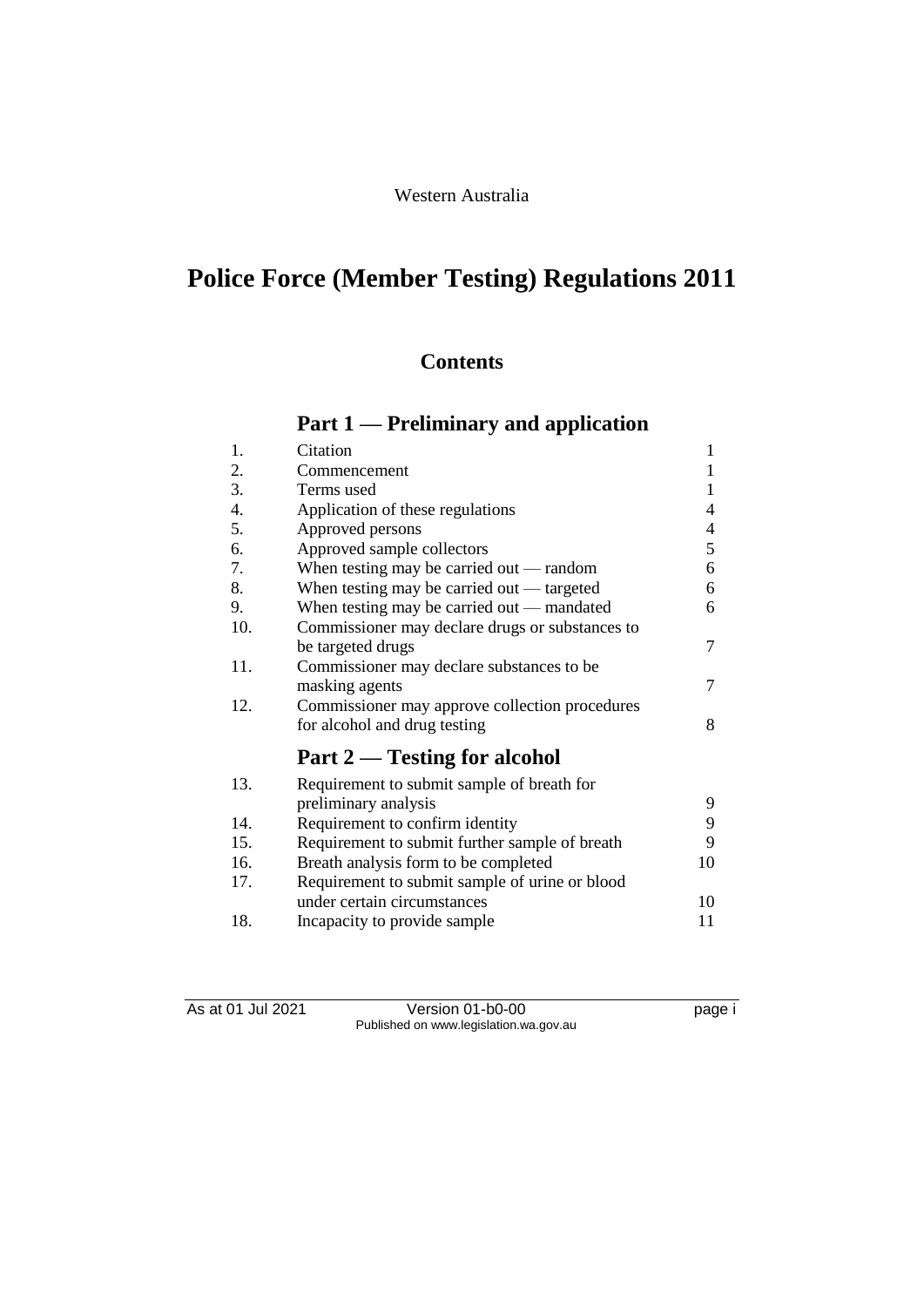Western Australia

# Police Force (Member Testing) Regulations 2011

## Contents

### Part 1 — Preliminary and application

| | | |
|---|---|---|
| 1. | Citation | 1 |
| 2. | Commencement | 1 |
| 3. | Terms used | 1 |
| 4. | Application of these regulations | 4 |
| 5. | Approved persons | 4 |
| 6. | Approved sample collectors | 5 |
| 7. | When testing may be carried out — random | 6 |
| 8. | When testing may be carried out — targeted | 6 |
| 9. | When testing may be carried out — mandated | 6 |
| 10. | Commissioner may declare drugs or substances to be targeted drugs | 7 |
| 11. | Commissioner may declare substances to be masking agents | 7 |
| 12. | Commissioner may approve collection procedures for alcohol and drug testing | 8 |

### Part 2 — Testing for alcohol

| | | |
|---|---|---|
| 13. | Requirement to submit sample of breath for preliminary analysis | 9 |
| 14. | Requirement to confirm identity | 9 |
| 15. | Requirement to submit further sample of breath | 9 |
| 16. | Breath analysis form to be completed | 10 |
| 17. | Requirement to submit sample of urine or blood under certain circumstances | 10 |
| 18. | Incapacity to provide sample | 11 |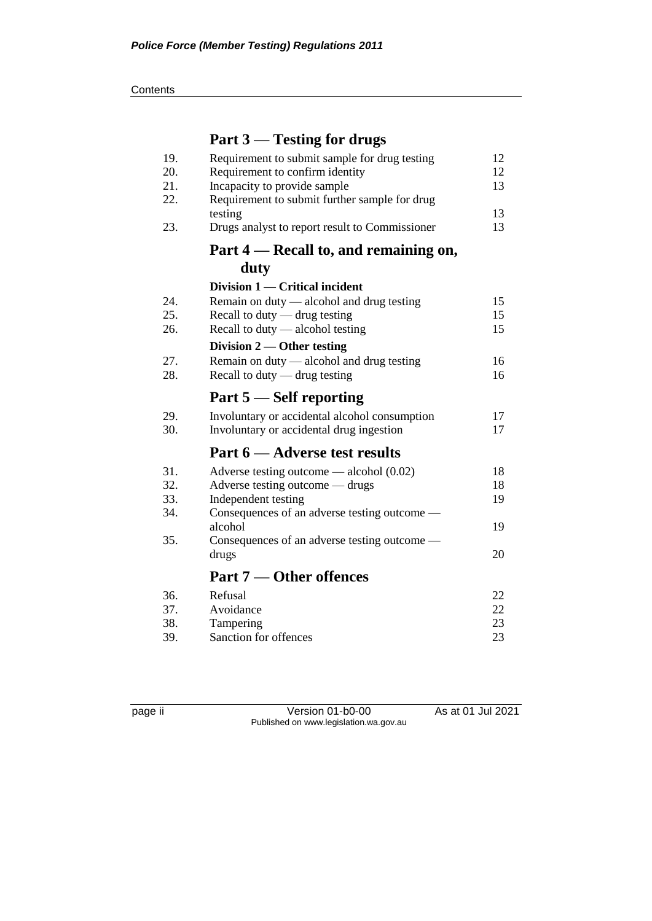## Part 3 — Testing for drugs

| | | |
|---|---|---|
| 19. | Requirement to submit sample for drug testing | 12 |
| 20. | Requirement to confirm identity | 12 |
| 21. | Incapacity to provide sample | 13 |
| 22. | Requirement to submit further sample for drug testing | 13 |
| 23. | Drugs analyst to report result to Commissioner | 13 |

## Part 4 — Recall to, and remaining on, duty

### Division 1 — Critical incident

| | | |
|---|---|---|
| 24. | Remain on duty — alcohol and drug testing | 15 |
| 25. | Recall to duty — drug testing | 15 |
| 26. | Recall to duty — alcohol testing | 15 |

### Division 2 — Other testing

| | | |
|---|---|---|
| 27. | Remain on duty — alcohol and drug testing | 16 |
| 28. | Recall to duty — drug testing | 16 |

## Part 5 — Self reporting

| | | |
|---|---|---|
| 29. | Involuntary or accidental alcohol consumption | 17 |
| 30. | Involuntary or accidental drug ingestion | 17 |

## Part 6 — Adverse test results

| | | |
|---|---|---|
| 31. | Adverse testing outcome — alcohol (0.02) | 18 |
| 32. | Adverse testing outcome — drugs | 18 |
| 33. | Independent testing | 19 |
| 34. | Consequences of an adverse testing outcome — alcohol | 19 |
| 35. | Consequences of an adverse testing outcome — drugs | 20 |

## Part 7 — Other offences

| | | |
|---|---|---|
| 36. | Refusal | 22 |
| 37. | Avoidance | 22 |
| 38. | Tampering | 23 |
| 39. | Sanction for offences | 23 |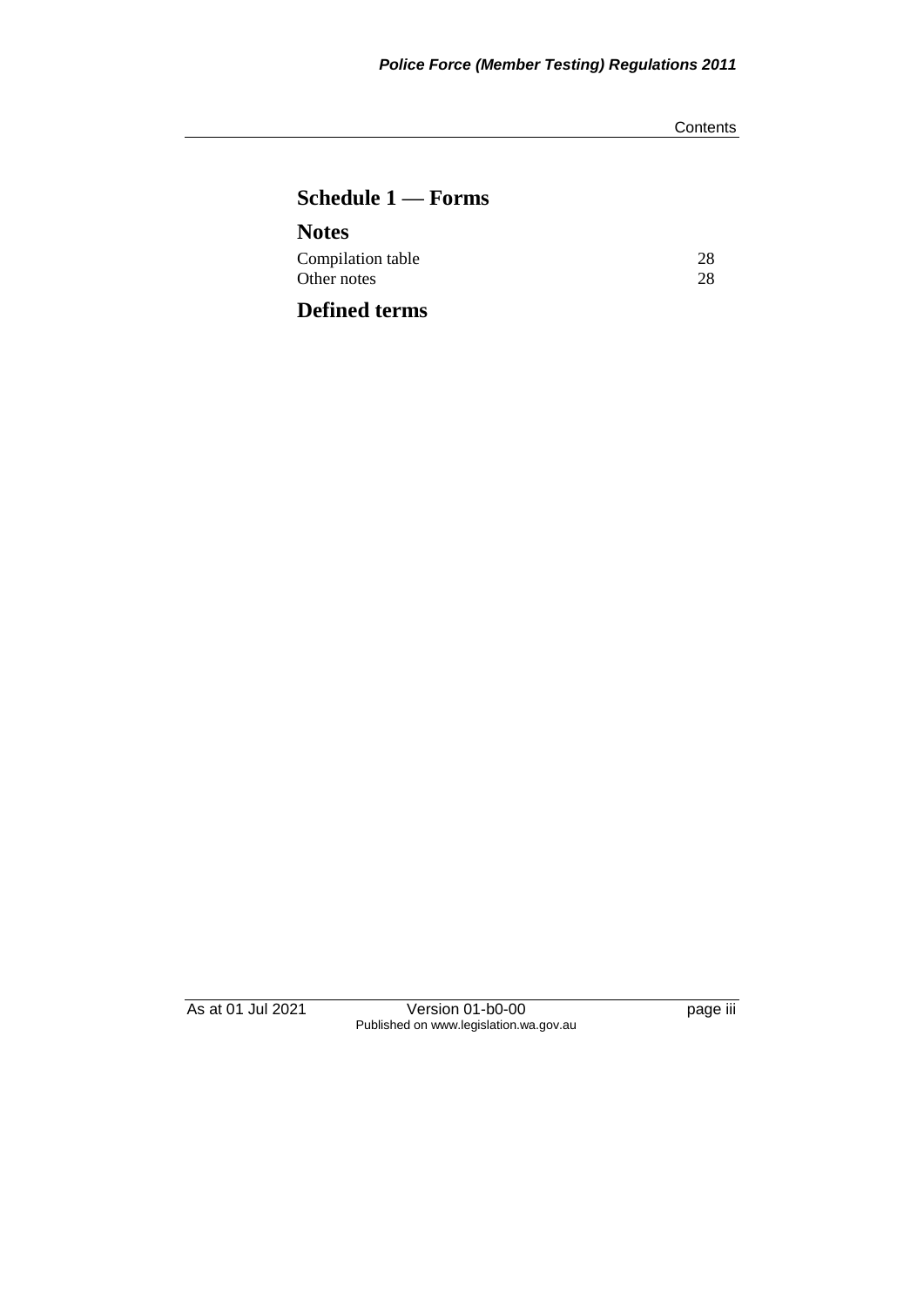## Schedule 1 — Forms

## Notes

| | |
|---|---|
| Compilation table | 28 |
| Other notes | 28 |

## Defined terms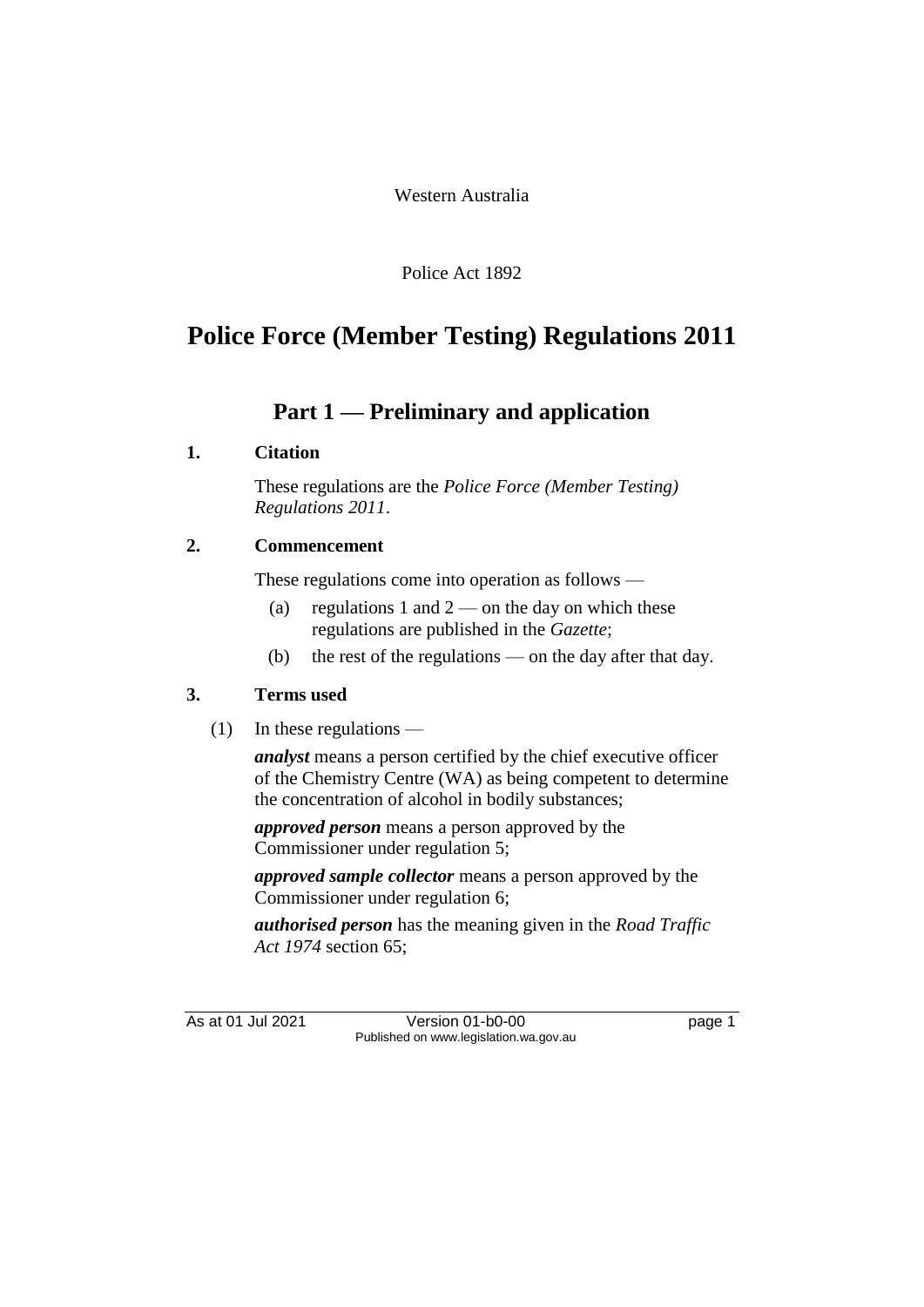Western Australia

Police Act 1892

# Police Force (Member Testing) Regulations 2011

## Part 1 — Preliminary and application

### 1. Citation

These regulations are the *Police Force (Member Testing) Regulations 2011*.

### 2. Commencement

These regulations come into operation as follows —

(a) regulations 1 and 2 — on the day on which these regulations are published in the *Gazette*;

(b) the rest of the regulations — on the day after that day.

### 3. Terms used

(1) In these regulations —

***analyst*** means a person certified by the chief executive officer of the Chemistry Centre (WA) as being competent to determine the concentration of alcohol in bodily substances;

***approved person*** means a person approved by the Commissioner under regulation 5;

***approved sample collector*** means a person approved by the Commissioner under regulation 6;

***authorised person*** has the meaning given in the *Road Traffic Act 1974* section 65;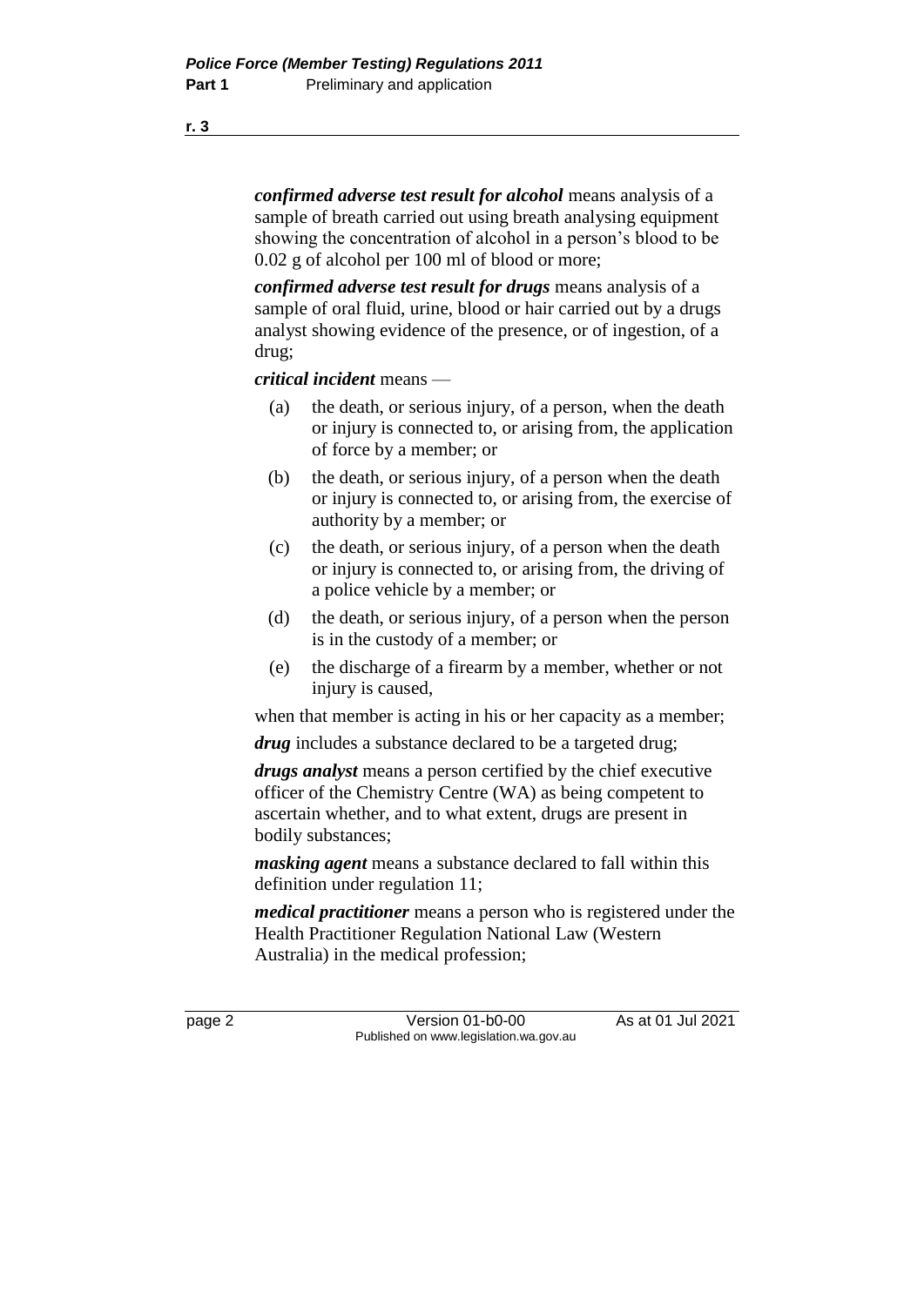***confirmed adverse test result for alcohol*** means analysis of a sample of breath carried out using breath analysing equipment showing the concentration of alcohol in a person's blood to be 0.02 g of alcohol per 100 ml of blood or more;

***confirmed adverse test result for drugs*** means analysis of a sample of oral fluid, urine, blood or hair carried out by a drugs analyst showing evidence of the presence, or of ingestion, of a drug;

***critical incident*** means —

- (a) the death, or serious injury, of a person, when the death or injury is connected to, or arising from, the application of force by a member; or
- (b) the death, or serious injury, of a person when the death or injury is connected to, or arising from, the exercise of authority by a member; or
- (c) the death, or serious injury, of a person when the death or injury is connected to, or arising from, the driving of a police vehicle by a member; or
- (d) the death, or serious injury, of a person when the person is in the custody of a member; or
- (e) the discharge of a firearm by a member, whether or not injury is caused,

when that member is acting in his or her capacity as a member;

***drug*** includes a substance declared to be a targeted drug;

***drugs analyst*** means a person certified by the chief executive officer of the Chemistry Centre (WA) as being competent to ascertain whether, and to what extent, drugs are present in bodily substances;

***masking agent*** means a substance declared to fall within this definition under regulation 11;

***medical practitioner*** means a person who is registered under the Health Practitioner Regulation National Law (Western Australia) in the medical profession;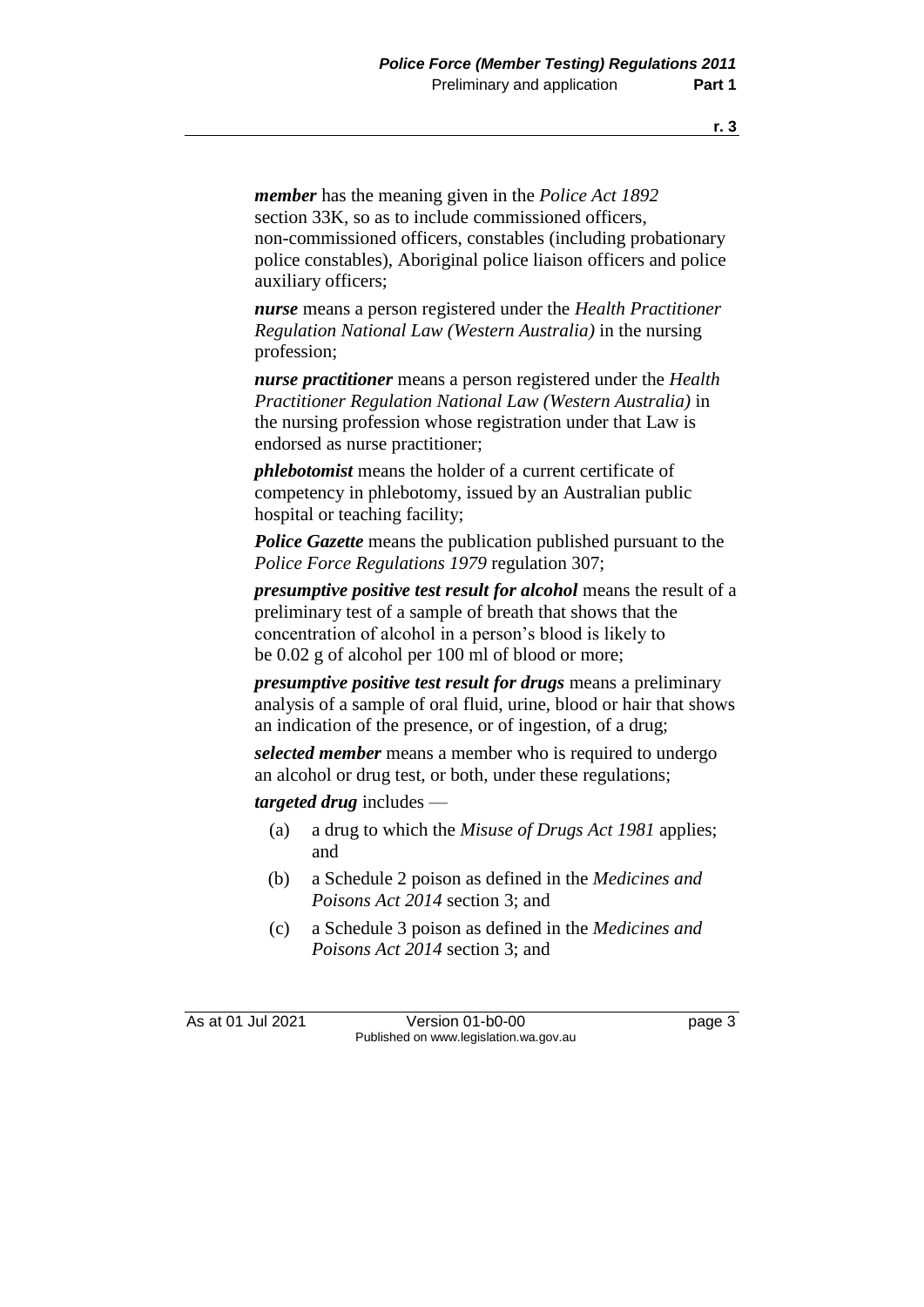***member*** has the meaning given in the *Police Act 1892* section 33K, so as to include commissioned officers, non-commissioned officers, constables (including probationary police constables), Aboriginal police liaison officers and police auxiliary officers;

***nurse*** means a person registered under the *Health Practitioner Regulation National Law (Western Australia)* in the nursing profession;

***nurse practitioner*** means a person registered under the *Health Practitioner Regulation National Law (Western Australia)* in the nursing profession whose registration under that Law is endorsed as nurse practitioner;

***phlebotomist*** means the holder of a current certificate of competency in phlebotomy, issued by an Australian public hospital or teaching facility;

***Police Gazette*** means the publication published pursuant to the *Police Force Regulations 1979* regulation 307;

***presumptive positive test result for alcohol*** means the result of a preliminary test of a sample of breath that shows that the concentration of alcohol in a person's blood is likely to be 0.02 g of alcohol per 100 ml of blood or more;

***presumptive positive test result for drugs*** means a preliminary analysis of a sample of oral fluid, urine, blood or hair that shows an indication of the presence, or of ingestion, of a drug;

***selected member*** means a member who is required to undergo an alcohol or drug test, or both, under these regulations;

***targeted drug*** includes —

(a) a drug to which the *Misuse of Drugs Act 1981* applies; and

(b) a Schedule 2 poison as defined in the *Medicines and Poisons Act 2014* section 3; and

(c) a Schedule 3 poison as defined in the *Medicines and Poisons Act 2014* section 3; and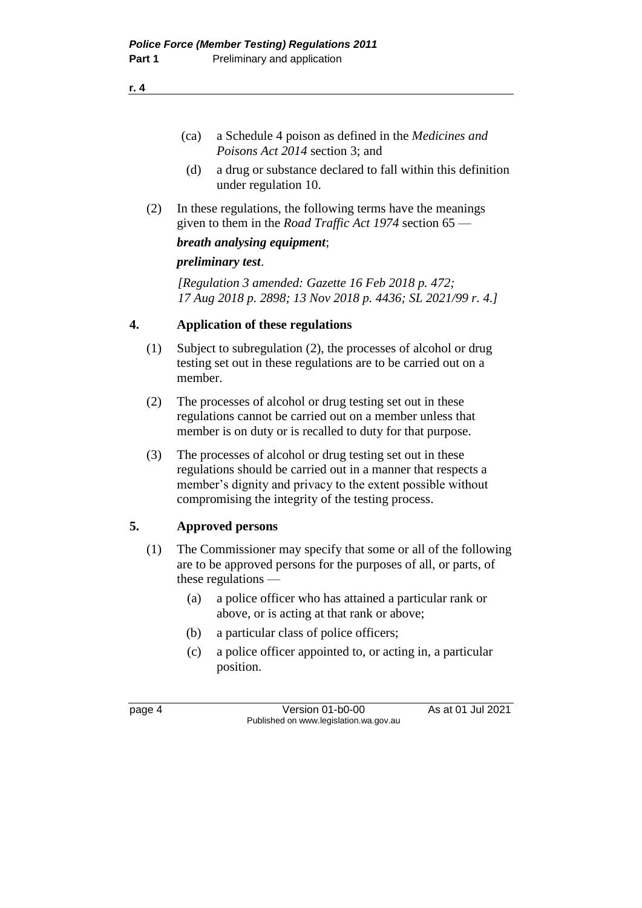(ca) a Schedule 4 poison as defined in the *Medicines and Poisons Act 2014* section 3; and

(d) a drug or substance declared to fall within this definition under regulation 10.

(2) In these regulations, the following terms have the meanings given to them in the *Road Traffic Act 1974* section 65 —

***breath analysing equipment***;

***preliminary test***.

*[Regulation 3 amended: Gazette 16 Feb 2018 p. 472; 17 Aug 2018 p. 2898; 13 Nov 2018 p. 4436; SL 2021/99 r. 4.]*

## 4. Application of these regulations

(1) Subject to subregulation (2), the processes of alcohol or drug testing set out in these regulations are to be carried out on a member.

(2) The processes of alcohol or drug testing set out in these regulations cannot be carried out on a member unless that member is on duty or is recalled to duty for that purpose.

(3) The processes of alcohol or drug testing set out in these regulations should be carried out in a manner that respects a member's dignity and privacy to the extent possible without compromising the integrity of the testing process.

## 5. Approved persons

(1) The Commissioner may specify that some or all of the following are to be approved persons for the purposes of all, or parts, of these regulations —

(a) a police officer who has attained a particular rank or above, or is acting at that rank or above;

(b) a particular class of police officers;

(c) a police officer appointed to, or acting in, a particular position.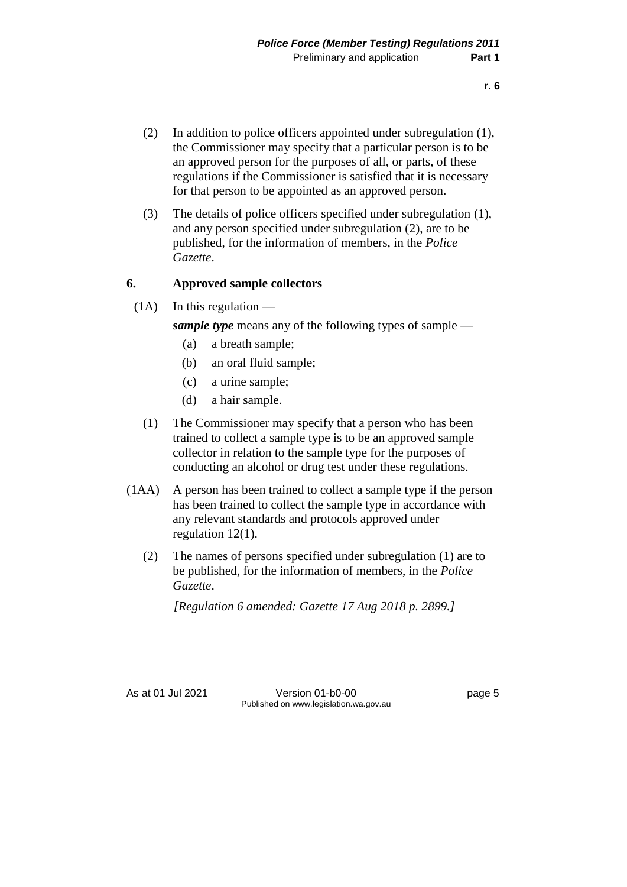(2) In addition to police officers appointed under subregulation (1), the Commissioner may specify that a particular person is to be an approved person for the purposes of all, or parts, of these regulations if the Commissioner is satisfied that it is necessary for that person to be appointed as an approved person.

(3) The details of police officers specified under subregulation (1), and any person specified under subregulation (2), are to be published, for the information of members, in the *Police Gazette*.

## 6. Approved sample collectors

(1A) In this regulation —

***sample type*** means any of the following types of sample —

(a) a breath sample;

(b) an oral fluid sample;

(c) a urine sample;

(d) a hair sample.

(1) The Commissioner may specify that a person who has been trained to collect a sample type is to be an approved sample collector in relation to the sample type for the purposes of conducting an alcohol or drug test under these regulations.

(1AA) A person has been trained to collect a sample type if the person has been trained to collect the sample type in accordance with any relevant standards and protocols approved under regulation 12(1).

(2) The names of persons specified under subregulation (1) are to be published, for the information of members, in the *Police Gazette*.

*[Regulation 6 amended: Gazette 17 Aug 2018 p. 2899.]*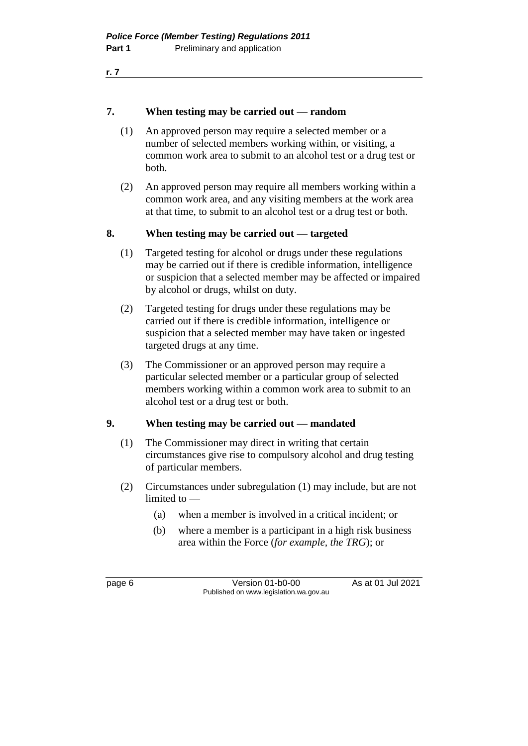### 7. When testing may be carried out — random

(1) An approved person may require a selected member or a number of selected members working within, or visiting, a common work area to submit to an alcohol test or a drug test or both.

(2) An approved person may require all members working within a common work area, and any visiting members at the work area at that time, to submit to an alcohol test or a drug test or both.

### 8. When testing may be carried out — targeted

(1) Targeted testing for alcohol or drugs under these regulations may be carried out if there is credible information, intelligence or suspicion that a selected member may be affected or impaired by alcohol or drugs, whilst on duty.

(2) Targeted testing for drugs under these regulations may be carried out if there is credible information, intelligence or suspicion that a selected member may have taken or ingested targeted drugs at any time.

(3) The Commissioner or an approved person may require a particular selected member or a particular group of selected members working within a common work area to submit to an alcohol test or a drug test or both.

### 9. When testing may be carried out — mandated

(1) The Commissioner may direct in writing that certain circumstances give rise to compulsory alcohol and drug testing of particular members.

(2) Circumstances under subregulation (1) may include, but are not limited to —

(a) when a member is involved in a critical incident; or

(b) where a member is a participant in a high risk business area within the Force (*for example, the TRG*); or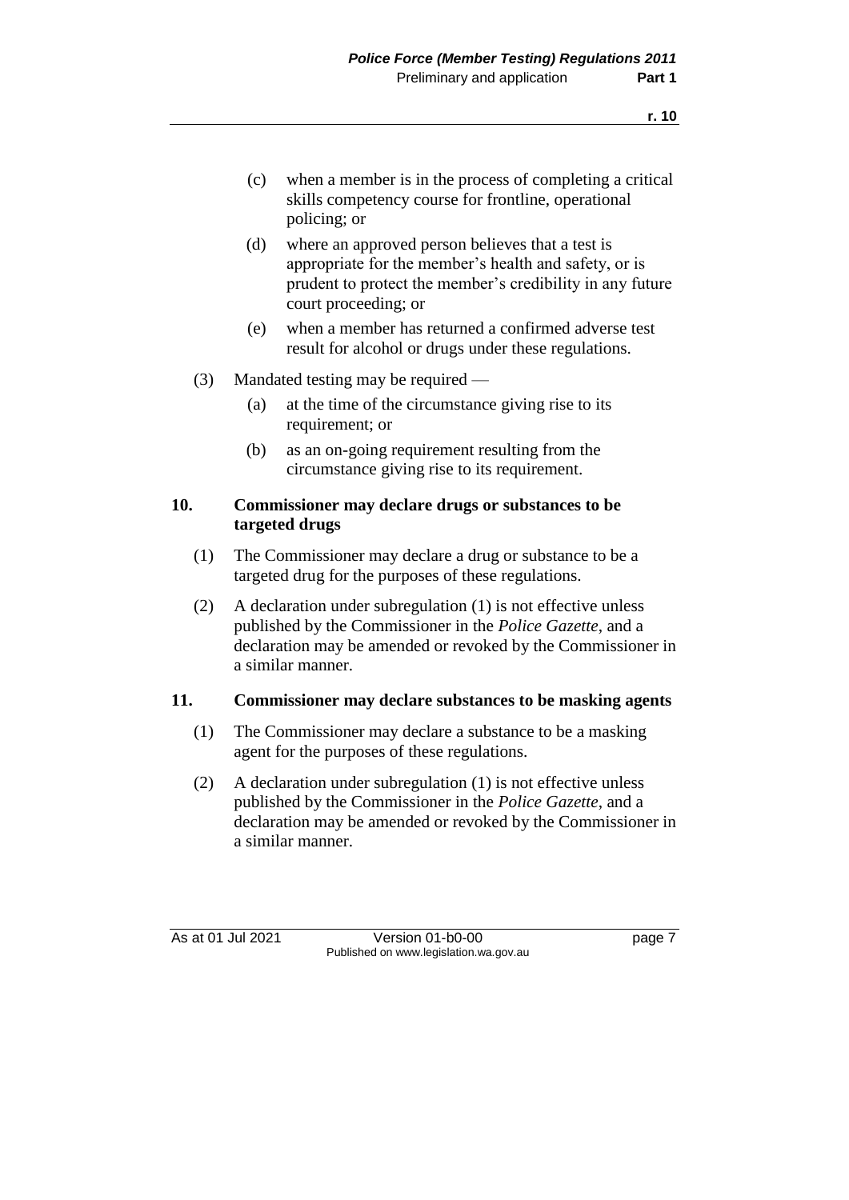(c) when a member is in the process of completing a critical skills competency course for frontline, operational policing; or

(d) where an approved person believes that a test is appropriate for the member's health and safety, or is prudent to protect the member's credibility in any future court proceeding; or

(e) when a member has returned a confirmed adverse test result for alcohol or drugs under these regulations.

(3) Mandated testing may be required —

(a) at the time of the circumstance giving rise to its requirement; or

(b) as an on-going requirement resulting from the circumstance giving rise to its requirement.

## 10. Commissioner may declare drugs or substances to be targeted drugs

(1) The Commissioner may declare a drug or substance to be a targeted drug for the purposes of these regulations.

(2) A declaration under subregulation (1) is not effective unless published by the Commissioner in the *Police Gazette*, and a declaration may be amended or revoked by the Commissioner in a similar manner.

## 11. Commissioner may declare substances to be masking agents

(1) The Commissioner may declare a substance to be a masking agent for the purposes of these regulations.

(2) A declaration under subregulation (1) is not effective unless published by the Commissioner in the *Police Gazette*, and a declaration may be amended or revoked by the Commissioner in a similar manner.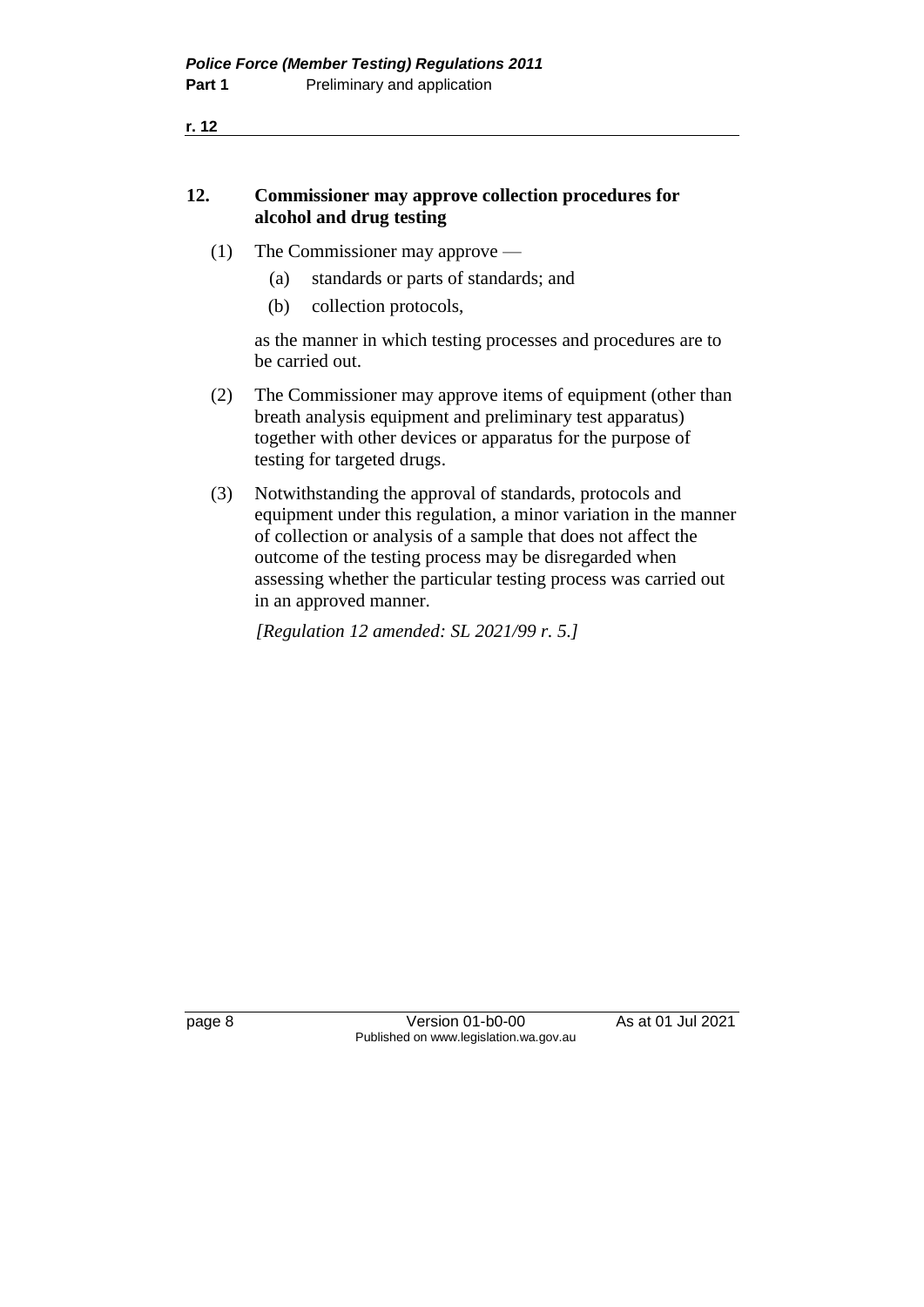## 12. Commissioner may approve collection procedures for alcohol and drug testing

(1) The Commissioner may approve —

(a) standards or parts of standards; and

(b) collection protocols,

as the manner in which testing processes and procedures are to be carried out.

(2) The Commissioner may approve items of equipment (other than breath analysis equipment and preliminary test apparatus) together with other devices or apparatus for the purpose of testing for targeted drugs.

(3) Notwithstanding the approval of standards, protocols and equipment under this regulation, a minor variation in the manner of collection or analysis of a sample that does not affect the outcome of the testing process may be disregarded when assessing whether the particular testing process was carried out in an approved manner.

*[Regulation 12 amended: SL 2021/99 r. 5.]*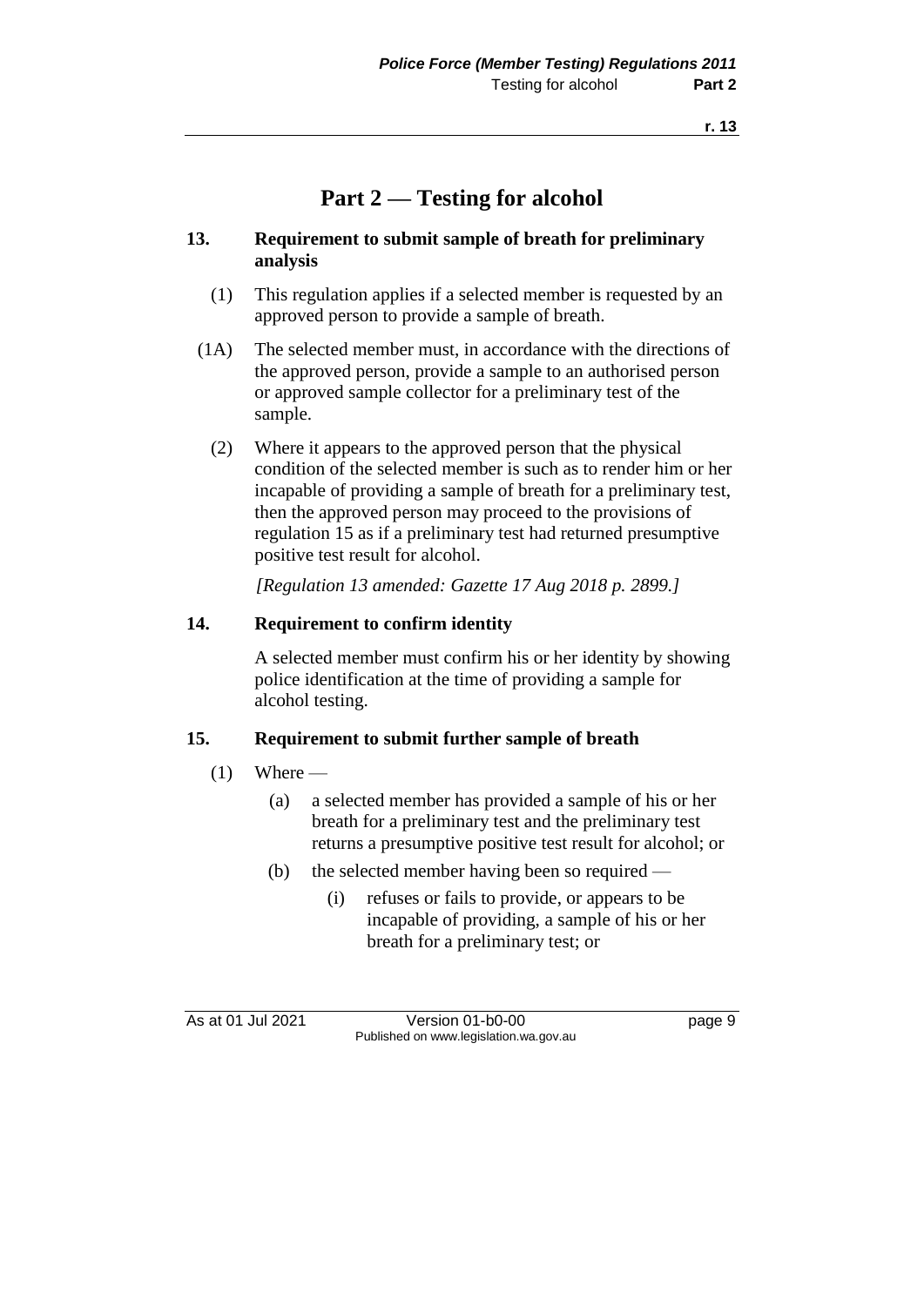# Part 2 — Testing for alcohol

## 13. Requirement to submit sample of breath for preliminary analysis

(1) This regulation applies if a selected member is requested by an approved person to provide a sample of breath.

(1A) The selected member must, in accordance with the directions of the approved person, provide a sample to an authorised person or approved sample collector for a preliminary test of the sample.

(2) Where it appears to the approved person that the physical condition of the selected member is such as to render him or her incapable of providing a sample of breath for a preliminary test, then the approved person may proceed to the provisions of regulation 15 as if a preliminary test had returned presumptive positive test result for alcohol.

*[Regulation 13 amended: Gazette 17 Aug 2018 p. 2899.]*

## 14. Requirement to confirm identity

A selected member must confirm his or her identity by showing police identification at the time of providing a sample for alcohol testing.

## 15. Requirement to submit further sample of breath

(1) Where —

- (a) a selected member has provided a sample of his or her breath for a preliminary test and the preliminary test returns a presumptive positive test result for alcohol; or
- (b) the selected member having been so required —
  - (i) refuses or fails to provide, or appears to be incapable of providing, a sample of his or her breath for a preliminary test; or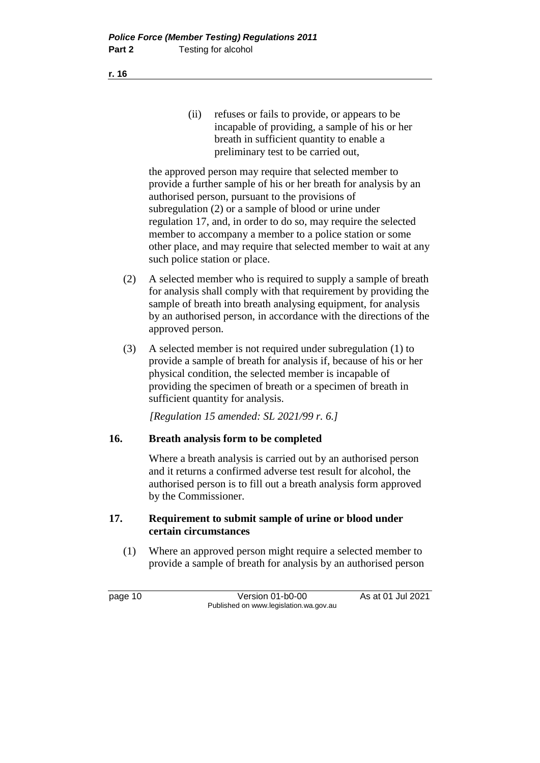(ii) refuses or fails to provide, or appears to be incapable of providing, a sample of his or her breath in sufficient quantity to enable a preliminary test to be carried out,

the approved person may require that selected member to provide a further sample of his or her breath for analysis by an authorised person, pursuant to the provisions of subregulation (2) or a sample of blood or urine under regulation 17, and, in order to do so, may require the selected member to accompany a member to a police station or some other place, and may require that selected member to wait at any such police station or place.

(2) A selected member who is required to supply a sample of breath for analysis shall comply with that requirement by providing the sample of breath into breath analysing equipment, for analysis by an authorised person, in accordance with the directions of the approved person.

(3) A selected member is not required under subregulation (1) to provide a sample of breath for analysis if, because of his or her physical condition, the selected member is incapable of providing the specimen of breath or a specimen of breath in sufficient quantity for analysis.

*[Regulation 15 amended: SL 2021/99 r. 6.]*

## 16. Breath analysis form to be completed

Where a breath analysis is carried out by an authorised person and it returns a confirmed adverse test result for alcohol, the authorised person is to fill out a breath analysis form approved by the Commissioner.

## 17. Requirement to submit sample of urine or blood under certain circumstances

(1) Where an approved person might require a selected member to provide a sample of breath for analysis by an authorised person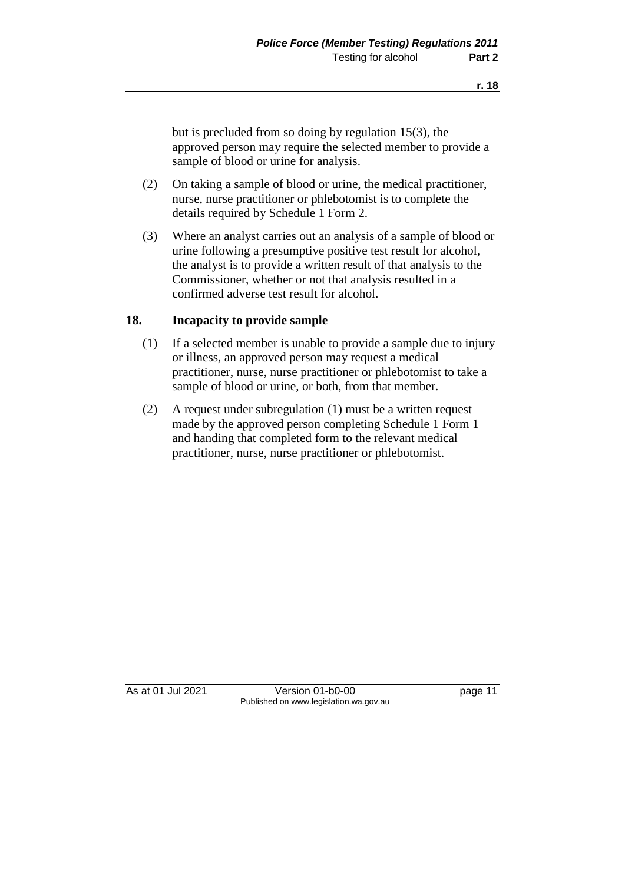but is precluded from so doing by regulation 15(3), the approved person may require the selected member to provide a sample of blood or urine for analysis.

(2) On taking a sample of blood or urine, the medical practitioner, nurse, nurse practitioner or phlebotomist is to complete the details required by Schedule 1 Form 2.

(3) Where an analyst carries out an analysis of a sample of blood or urine following a presumptive positive test result for alcohol, the analyst is to provide a written result of that analysis to the Commissioner, whether or not that analysis resulted in a confirmed adverse test result for alcohol.

### 18. Incapacity to provide sample

(1) If a selected member is unable to provide a sample due to injury or illness, an approved person may request a medical practitioner, nurse, nurse practitioner or phlebotomist to take a sample of blood or urine, or both, from that member.

(2) A request under subregulation (1) must be a written request made by the approved person completing Schedule 1 Form 1 and handing that completed form to the relevant medical practitioner, nurse, nurse practitioner or phlebotomist.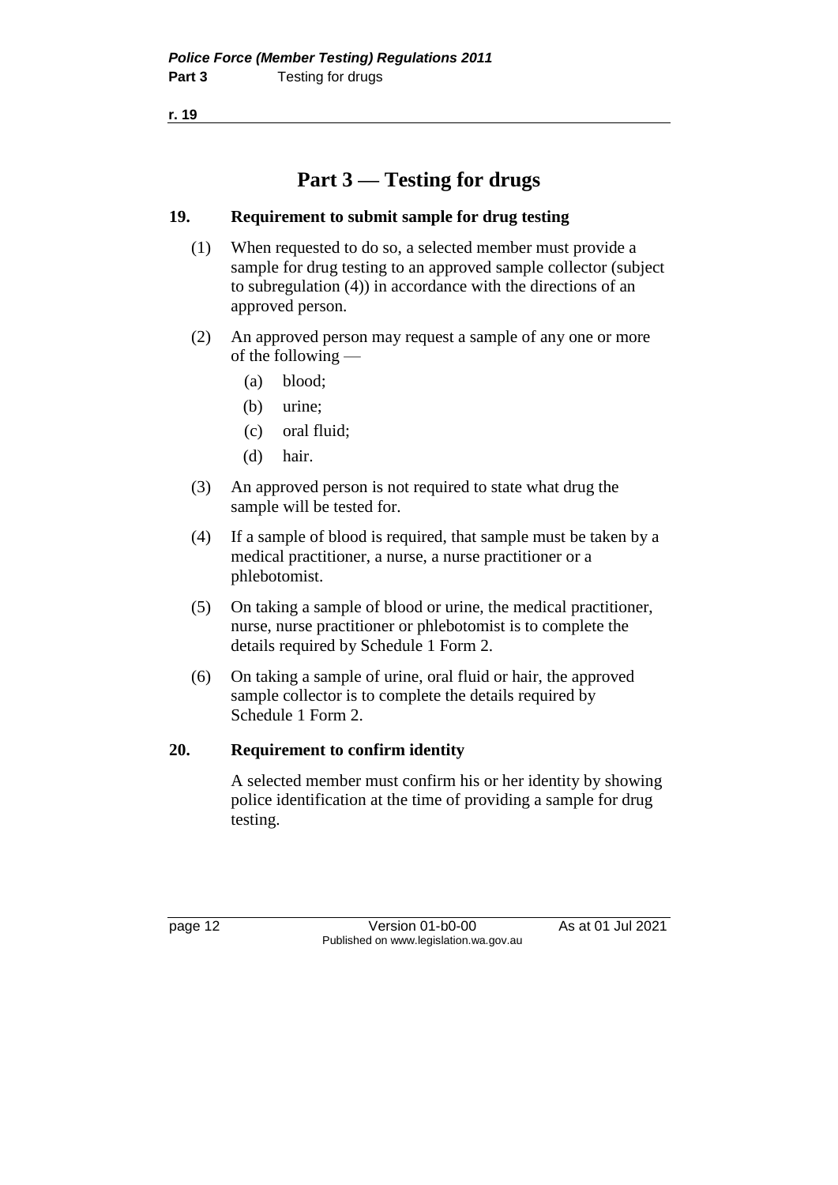## Part 3 — Testing for drugs

### 19. Requirement to submit sample for drug testing

(1) When requested to do so, a selected member must provide a sample for drug testing to an approved sample collector (subject to subregulation (4)) in accordance with the directions of an approved person.

(2) An approved person may request a sample of any one or more of the following —

(a) blood;

(b) urine;

(c) oral fluid;

(d) hair.

(3) An approved person is not required to state what drug the sample will be tested for.

(4) If a sample of blood is required, that sample must be taken by a medical practitioner, a nurse, a nurse practitioner or a phlebotomist.

(5) On taking a sample of blood or urine, the medical practitioner, nurse, nurse practitioner or phlebotomist is to complete the details required by Schedule 1 Form 2.

(6) On taking a sample of urine, oral fluid or hair, the approved sample collector is to complete the details required by Schedule 1 Form 2.

### 20. Requirement to confirm identity

A selected member must confirm his or her identity by showing police identification at the time of providing a sample for drug testing.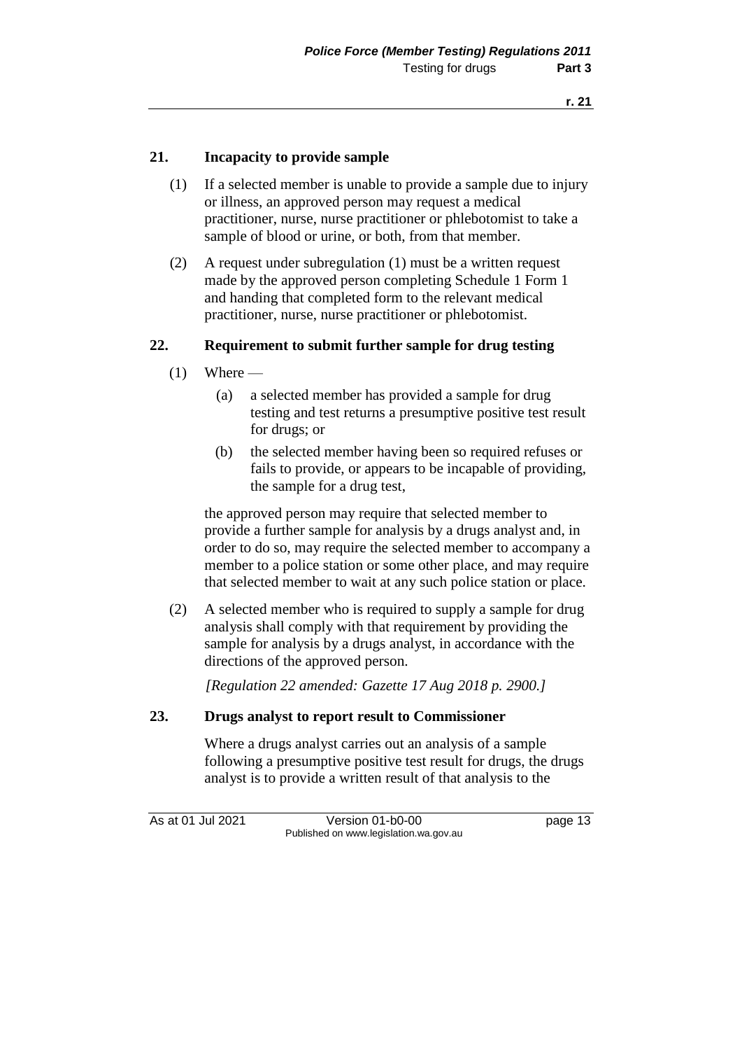## 21. Incapacity to provide sample

(1) If a selected member is unable to provide a sample due to injury or illness, an approved person may request a medical practitioner, nurse, nurse practitioner or phlebotomist to take a sample of blood or urine, or both, from that member.

(2) A request under subregulation (1) must be a written request made by the approved person completing Schedule 1 Form 1 and handing that completed form to the relevant medical practitioner, nurse, nurse practitioner or phlebotomist.

## 22. Requirement to submit further sample for drug testing

(1) Where —

(a) a selected member has provided a sample for drug testing and test returns a presumptive positive test result for drugs; or

(b) the selected member having been so required refuses or fails to provide, or appears to be incapable of providing, the sample for a drug test,

the approved person may require that selected member to provide a further sample for analysis by a drugs analyst and, in order to do so, may require the selected member to accompany a member to a police station or some other place, and may require that selected member to wait at any such police station or place.

(2) A selected member who is required to supply a sample for drug analysis shall comply with that requirement by providing the sample for analysis by a drugs analyst, in accordance with the directions of the approved person.

*[Regulation 22 amended: Gazette 17 Aug 2018 p. 2900.]*

## 23. Drugs analyst to report result to Commissioner

Where a drugs analyst carries out an analysis of a sample following a presumptive positive test result for drugs, the drugs analyst is to provide a written result of that analysis to the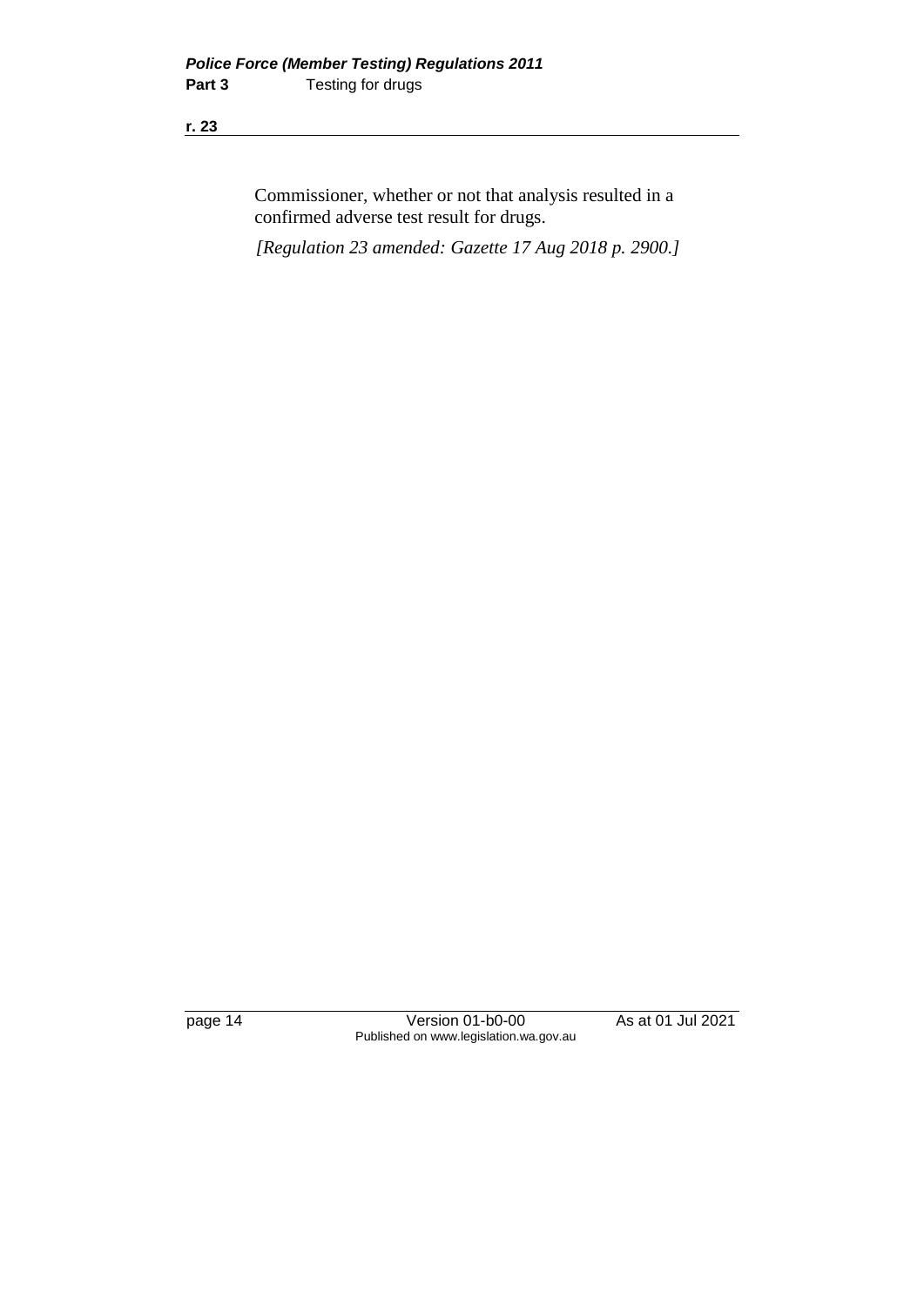Commissioner, whether or not that analysis resulted in a confirmed adverse test result for drugs.

*[Regulation 23 amended: Gazette 17 Aug 2018 p. 2900.]*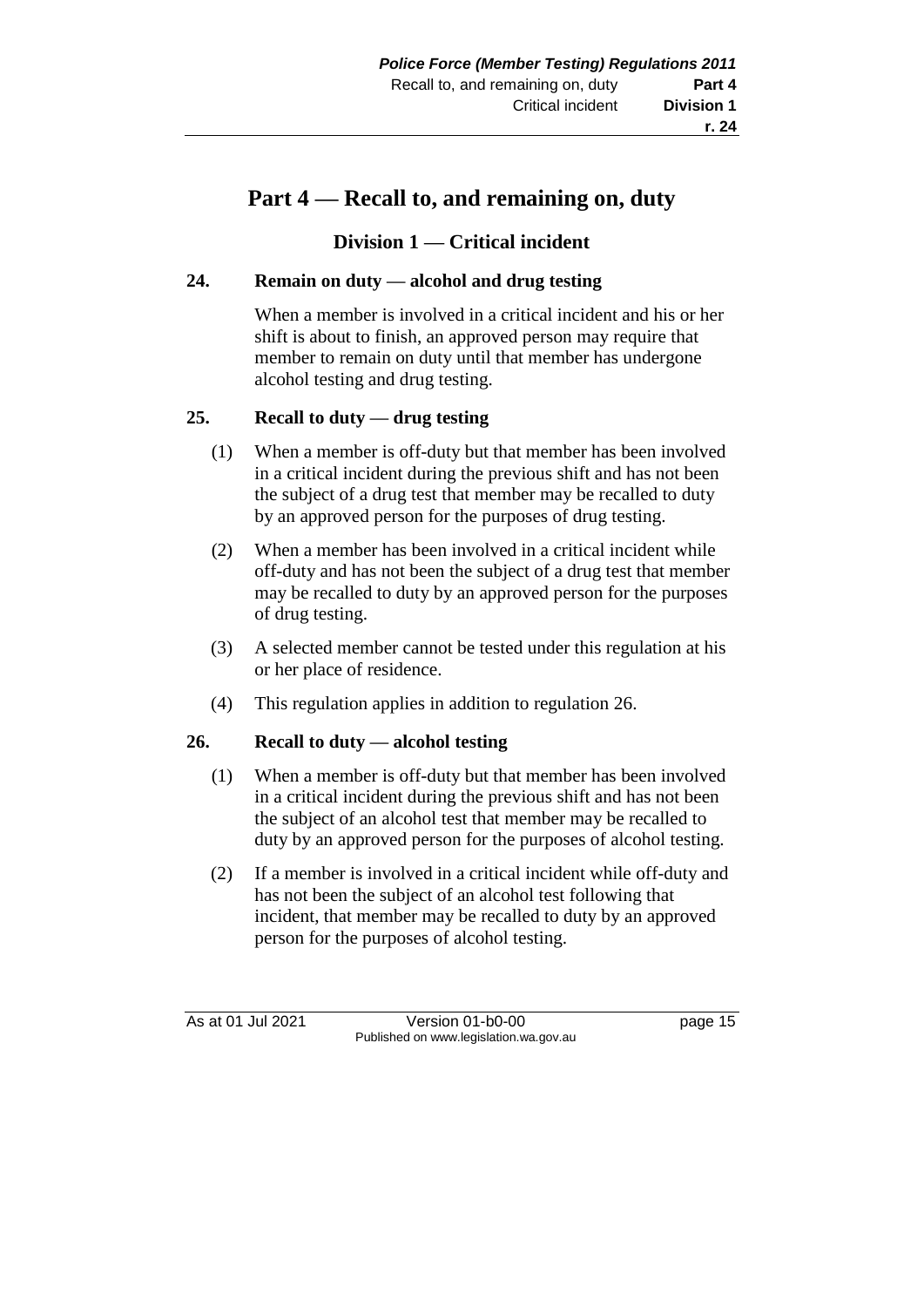# Part 4 — Recall to, and remaining on, duty

## Division 1 — Critical incident

### 24. Remain on duty — alcohol and drug testing

When a member is involved in a critical incident and his or her shift is about to finish, an approved person may require that member to remain on duty until that member has undergone alcohol testing and drug testing.

### 25. Recall to duty — drug testing

(1) When a member is off-duty but that member has been involved in a critical incident during the previous shift and has not been the subject of a drug test that member may be recalled to duty by an approved person for the purposes of drug testing.

(2) When a member has been involved in a critical incident while off-duty and has not been the subject of a drug test that member may be recalled to duty by an approved person for the purposes of drug testing.

(3) A selected member cannot be tested under this regulation at his or her place of residence.

(4) This regulation applies in addition to regulation 26.

### 26. Recall to duty — alcohol testing

(1) When a member is off-duty but that member has been involved in a critical incident during the previous shift and has not been the subject of an alcohol test that member may be recalled to duty by an approved person for the purposes of alcohol testing.

(2) If a member is involved in a critical incident while off-duty and has not been the subject of an alcohol test following that incident, that member may be recalled to duty by an approved person for the purposes of alcohol testing.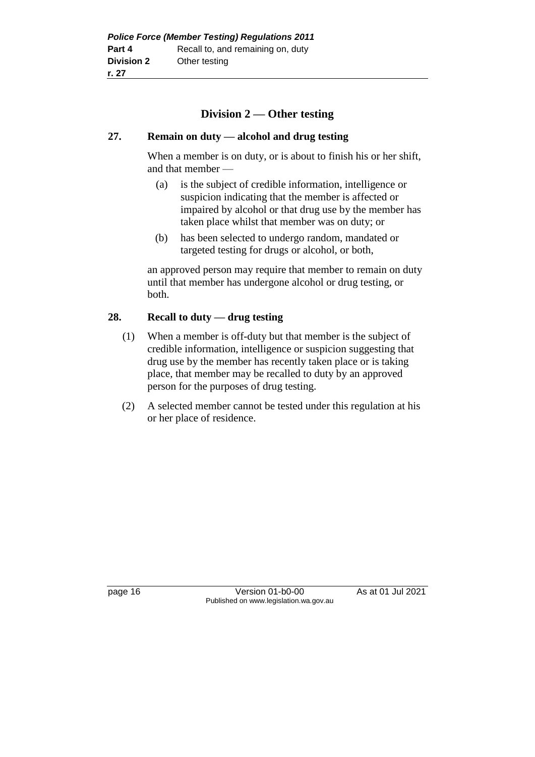## Division 2 — Other testing

### 27. Remain on duty — alcohol and drug testing

When a member is on duty, or is about to finish his or her shift, and that member —

(a) is the subject of credible information, intelligence or suspicion indicating that the member is affected or impaired by alcohol or that drug use by the member has taken place whilst that member was on duty; or

(b) has been selected to undergo random, mandated or targeted testing for drugs or alcohol, or both,

an approved person may require that member to remain on duty until that member has undergone alcohol or drug testing, or both.

### 28. Recall to duty — drug testing

(1) When a member is off-duty but that member is the subject of credible information, intelligence or suspicion suggesting that drug use by the member has recently taken place or is taking place, that member may be recalled to duty by an approved person for the purposes of drug testing.

(2) A selected member cannot be tested under this regulation at his or her place of residence.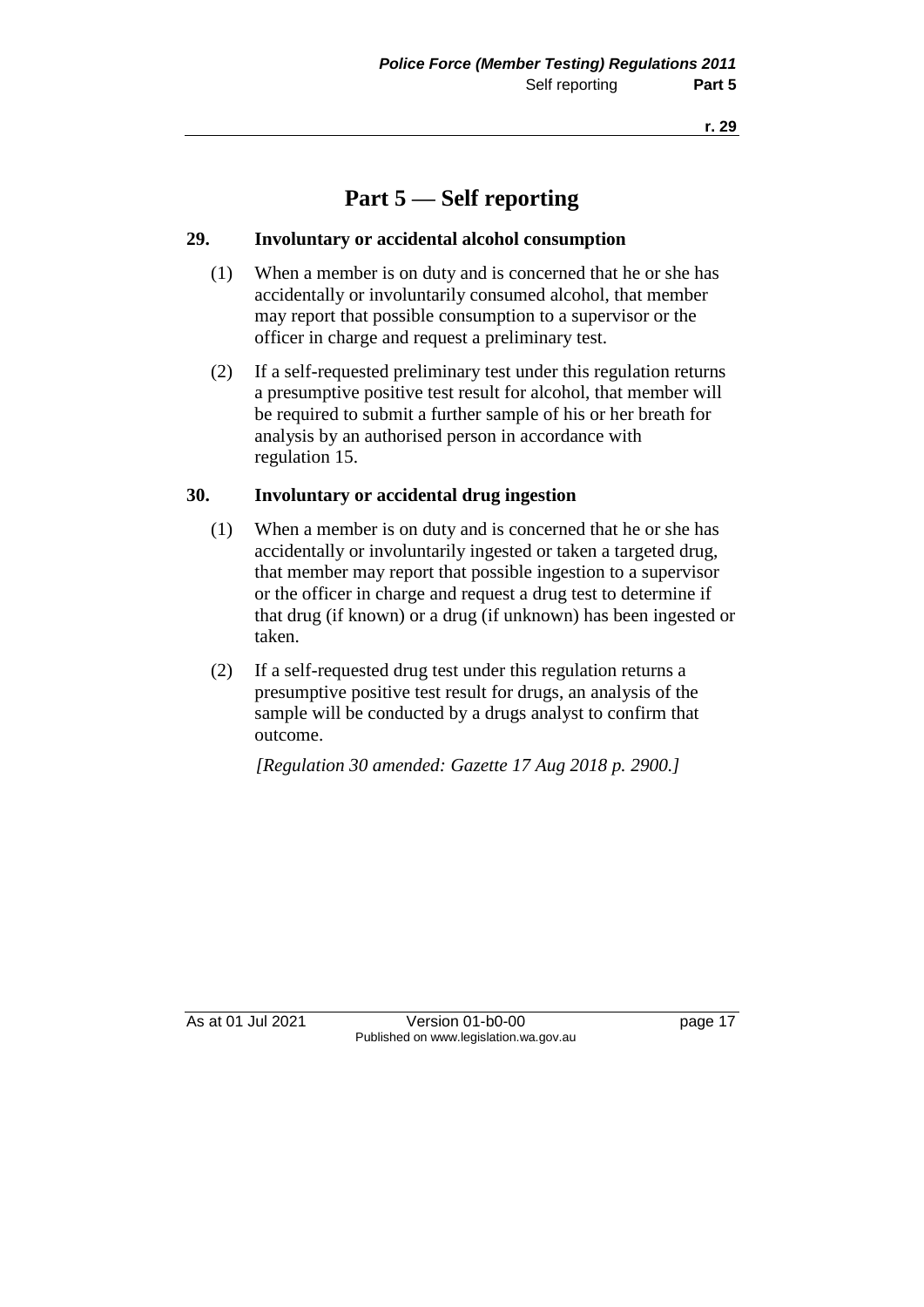# Part 5 — Self reporting

## 29. Involuntary or accidental alcohol consumption

(1) When a member is on duty and is concerned that he or she has accidentally or involuntarily consumed alcohol, that member may report that possible consumption to a supervisor or the officer in charge and request a preliminary test.

(2) If a self-requested preliminary test under this regulation returns a presumptive positive test result for alcohol, that member will be required to submit a further sample of his or her breath for analysis by an authorised person in accordance with regulation 15.

## 30. Involuntary or accidental drug ingestion

(1) When a member is on duty and is concerned that he or she has accidentally or involuntarily ingested or taken a targeted drug, that member may report that possible ingestion to a supervisor or the officer in charge and request a drug test to determine if that drug (if known) or a drug (if unknown) has been ingested or taken.

(2) If a self-requested drug test under this regulation returns a presumptive positive test result for drugs, an analysis of the sample will be conducted by a drugs analyst to confirm that outcome.

*[Regulation 30 amended: Gazette 17 Aug 2018 p. 2900.]*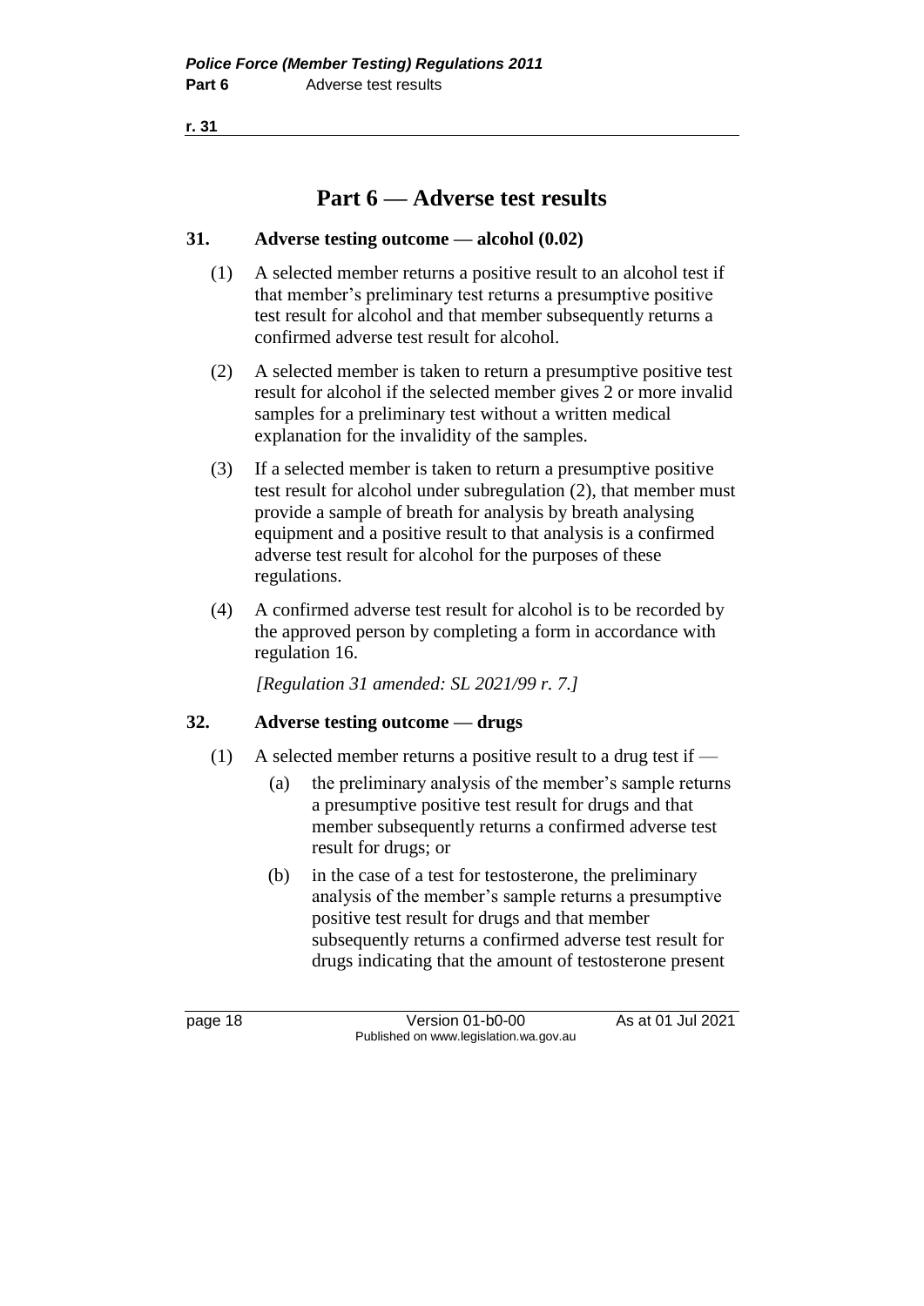# Part 6 — Adverse test results

## 31. Adverse testing outcome — alcohol (0.02)

(1) A selected member returns a positive result to an alcohol test if that member's preliminary test returns a presumptive positive test result for alcohol and that member subsequently returns a confirmed adverse test result for alcohol.

(2) A selected member is taken to return a presumptive positive test result for alcohol if the selected member gives 2 or more invalid samples for a preliminary test without a written medical explanation for the invalidity of the samples.

(3) If a selected member is taken to return a presumptive positive test result for alcohol under subregulation (2), that member must provide a sample of breath for analysis by breath analysing equipment and a positive result to that analysis is a confirmed adverse test result for alcohol for the purposes of these regulations.

(4) A confirmed adverse test result for alcohol is to be recorded by the approved person by completing a form in accordance with regulation 16.

*[Regulation 31 amended: SL 2021/99 r. 7.]*

## 32. Adverse testing outcome — drugs

(1) A selected member returns a positive result to a drug test if —

(a) the preliminary analysis of the member's sample returns a presumptive positive test result for drugs and that member subsequently returns a confirmed adverse test result for drugs; or

(b) in the case of a test for testosterone, the preliminary analysis of the member's sample returns a presumptive positive test result for drugs and that member subsequently returns a confirmed adverse test result for drugs indicating that the amount of testosterone present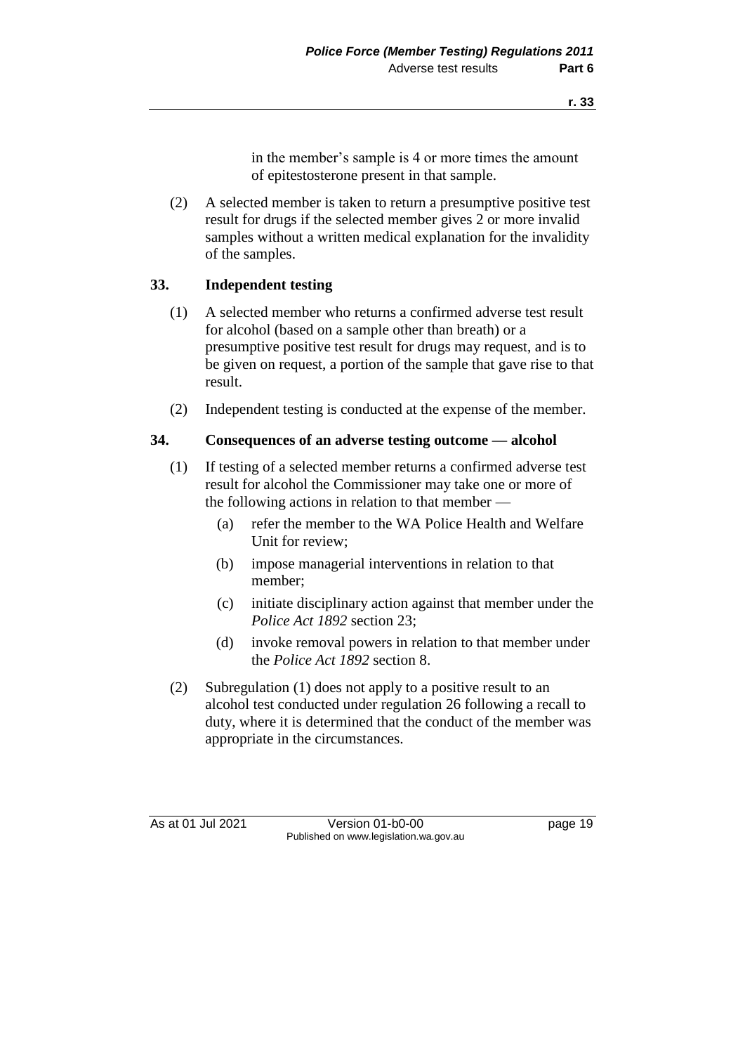in the member's sample is 4 or more times the amount of epitestosterone present in that sample.

(2) A selected member is taken to return a presumptive positive test result for drugs if the selected member gives 2 or more invalid samples without a written medical explanation for the invalidity of the samples.

## 33. Independent testing

(1) A selected member who returns a confirmed adverse test result for alcohol (based on a sample other than breath) or a presumptive positive test result for drugs may request, and is to be given on request, a portion of the sample that gave rise to that result.

(2) Independent testing is conducted at the expense of the member.

## 34. Consequences of an adverse testing outcome — alcohol

(1) If testing of a selected member returns a confirmed adverse test result for alcohol the Commissioner may take one or more of the following actions in relation to that member —

(a) refer the member to the WA Police Health and Welfare Unit for review;

(b) impose managerial interventions in relation to that member;

(c) initiate disciplinary action against that member under the *Police Act 1892* section 23;

(d) invoke removal powers in relation to that member under the *Police Act 1892* section 8.

(2) Subregulation (1) does not apply to a positive result to an alcohol test conducted under regulation 26 following a recall to duty, where it is determined that the conduct of the member was appropriate in the circumstances.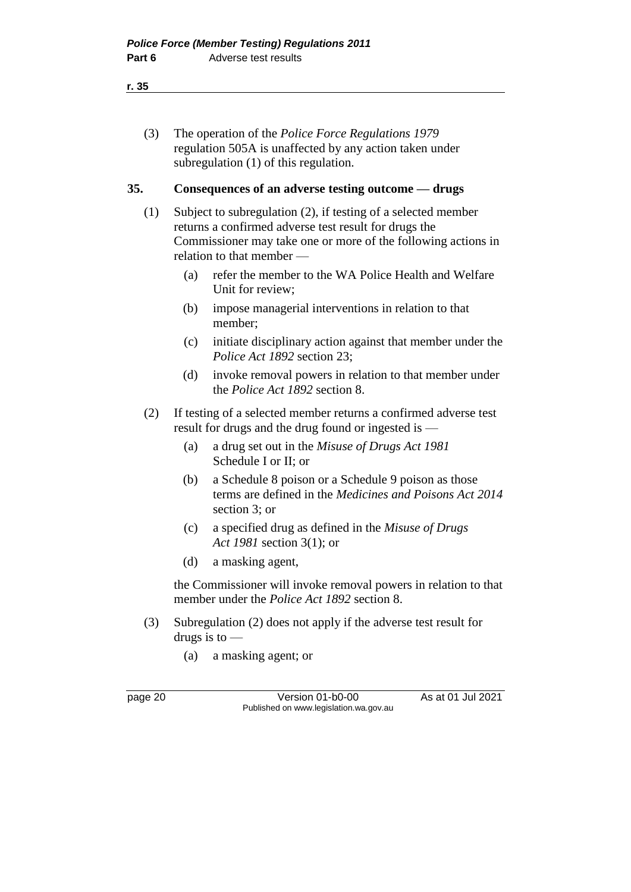(3) The operation of the *Police Force Regulations 1979* regulation 505A is unaffected by any action taken under subregulation (1) of this regulation.

## 35. Consequences of an adverse testing outcome — drugs

(1) Subject to subregulation (2), if testing of a selected member returns a confirmed adverse test result for drugs the Commissioner may take one or more of the following actions in relation to that member —

- (a) refer the member to the WA Police Health and Welfare Unit for review;
- (b) impose managerial interventions in relation to that member;
- (c) initiate disciplinary action against that member under the *Police Act 1892* section 23;
- (d) invoke removal powers in relation to that member under the *Police Act 1892* section 8.

(2) If testing of a selected member returns a confirmed adverse test result for drugs and the drug found or ingested is —

- (a) a drug set out in the *Misuse of Drugs Act 1981* Schedule I or II; or
- (b) a Schedule 8 poison or a Schedule 9 poison as those terms are defined in the *Medicines and Poisons Act 2014* section 3; or
- (c) a specified drug as defined in the *Misuse of Drugs Act 1981* section 3(1); or
- (d) a masking agent,

the Commissioner will invoke removal powers in relation to that member under the *Police Act 1892* section 8.

(3) Subregulation (2) does not apply if the adverse test result for drugs is to —

- (a) a masking agent; or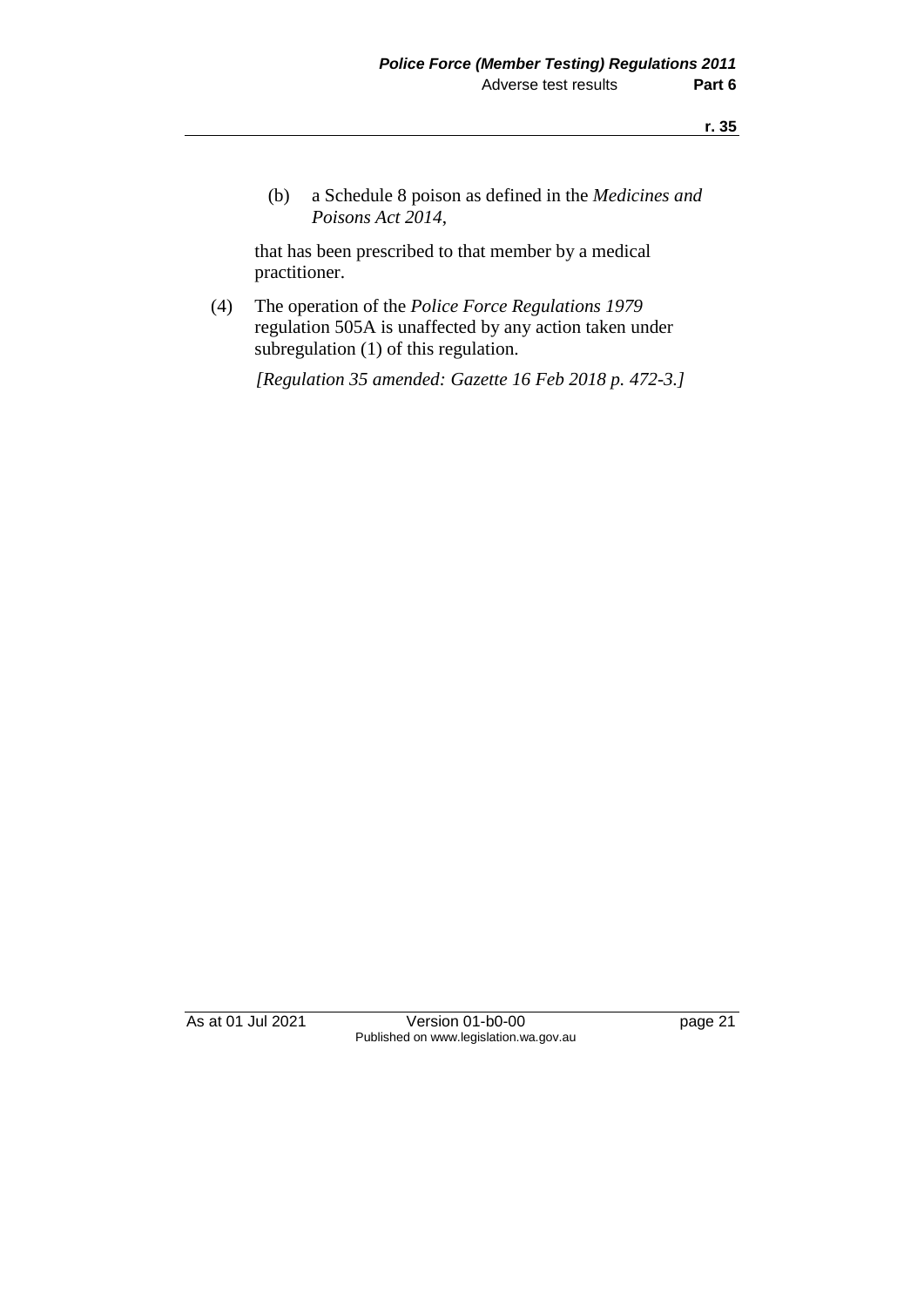(b) a Schedule 8 poison as defined in the *Medicines and Poisons Act 2014*,

that has been prescribed to that member by a medical practitioner.

(4) The operation of the *Police Force Regulations 1979* regulation 505A is unaffected by any action taken under subregulation (1) of this regulation.

*[Regulation 35 amended: Gazette 16 Feb 2018 p. 472-3.]*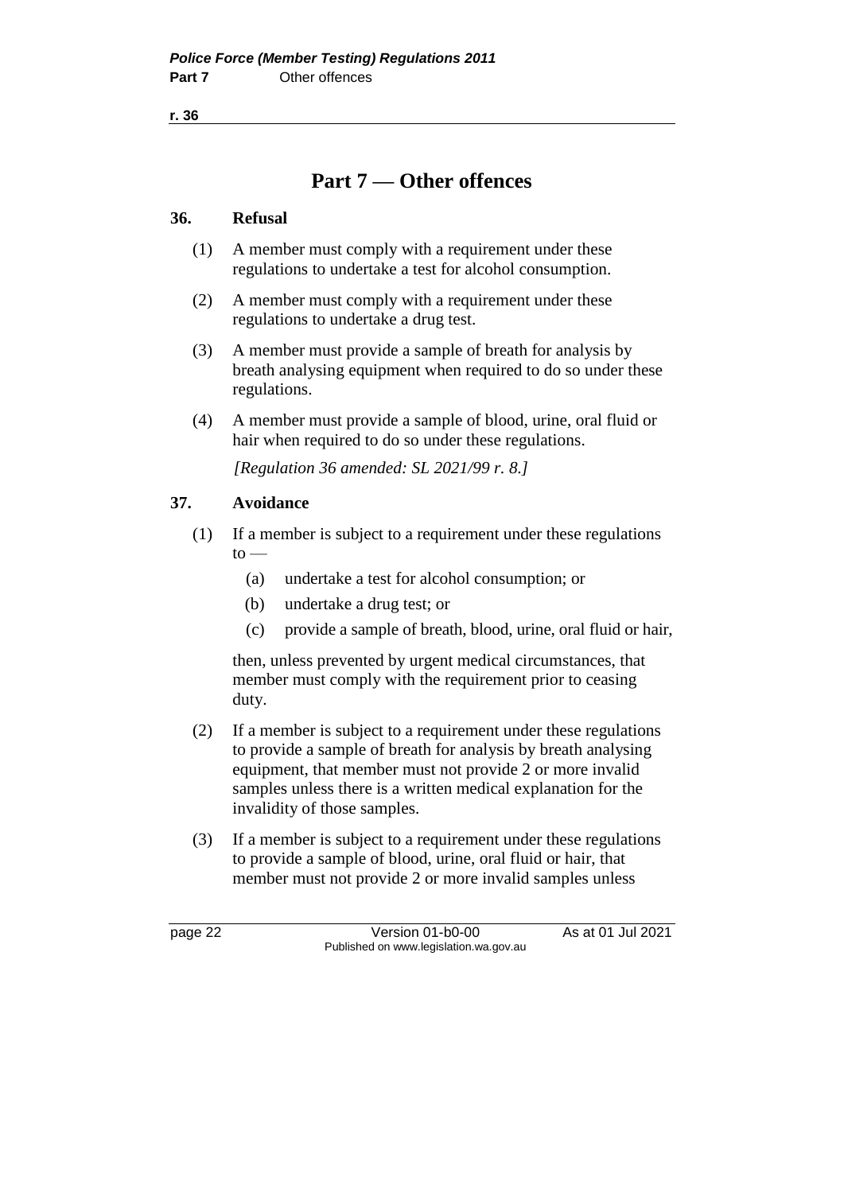# Part 7 — Other offences

### 36. Refusal

(1) A member must comply with a requirement under these regulations to undertake a test for alcohol consumption.

(2) A member must comply with a requirement under these regulations to undertake a drug test.

(3) A member must provide a sample of breath for analysis by breath analysing equipment when required to do so under these regulations.

(4) A member must provide a sample of blood, urine, oral fluid or hair when required to do so under these regulations.

*[Regulation 36 amended: SL 2021/99 r. 8.]*

### 37. Avoidance

(1) If a member is subject to a requirement under these regulations to —

- (a) undertake a test for alcohol consumption; or
- (b) undertake a drug test; or
- (c) provide a sample of breath, blood, urine, oral fluid or hair,

then, unless prevented by urgent medical circumstances, that member must comply with the requirement prior to ceasing duty.

(2) If a member is subject to a requirement under these regulations to provide a sample of breath for analysis by breath analysing equipment, that member must not provide 2 or more invalid samples unless there is a written medical explanation for the invalidity of those samples.

(3) If a member is subject to a requirement under these regulations to provide a sample of blood, urine, oral fluid or hair, that member must not provide 2 or more invalid samples unless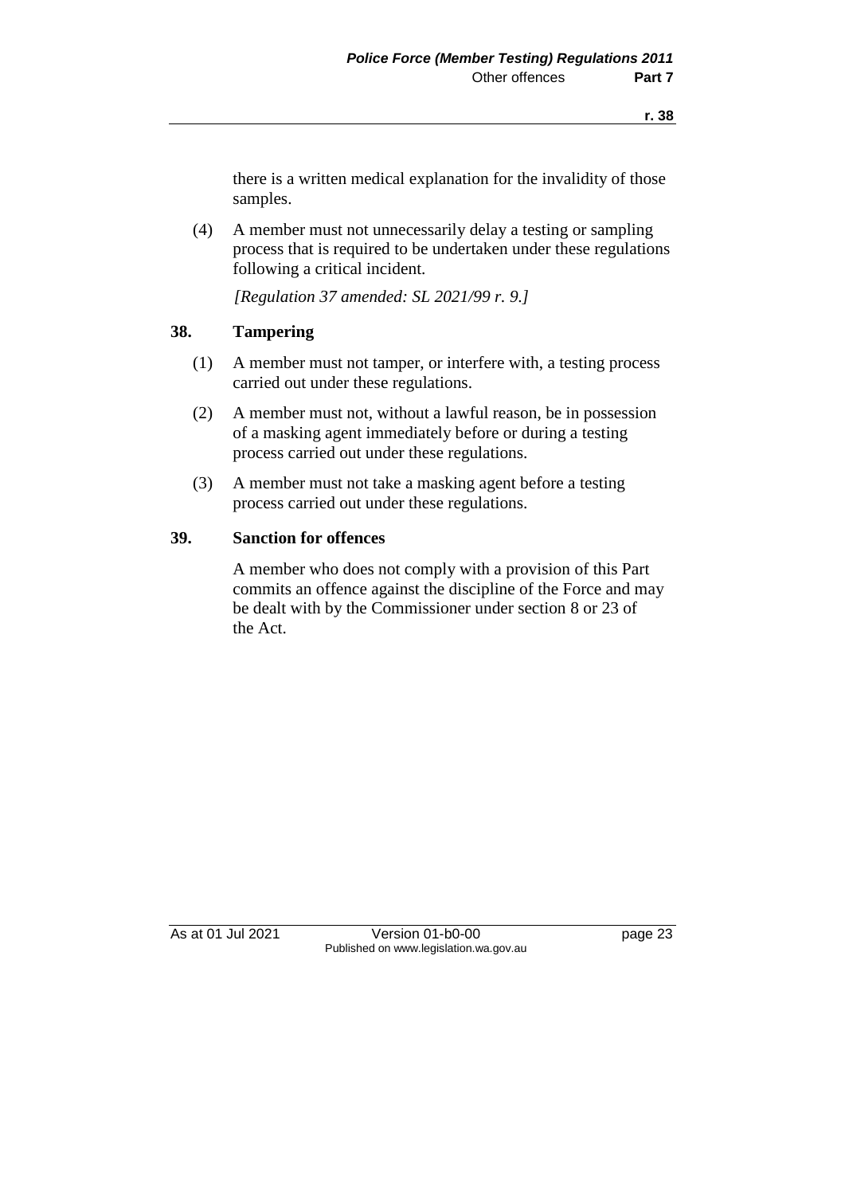there is a written medical explanation for the invalidity of those samples.

(4) A member must not unnecessarily delay a testing or sampling process that is required to be undertaken under these regulations following a critical incident.

*[Regulation 37 amended: SL 2021/99 r. 9.]*

### 38. Tampering

(1) A member must not tamper, or interfere with, a testing process carried out under these regulations.

(2) A member must not, without a lawful reason, be in possession of a masking agent immediately before or during a testing process carried out under these regulations.

(3) A member must not take a masking agent before a testing process carried out under these regulations.

### 39. Sanction for offences

A member who does not comply with a provision of this Part commits an offence against the discipline of the Force and may be dealt with by the Commissioner under section 8 or 23 of the Act.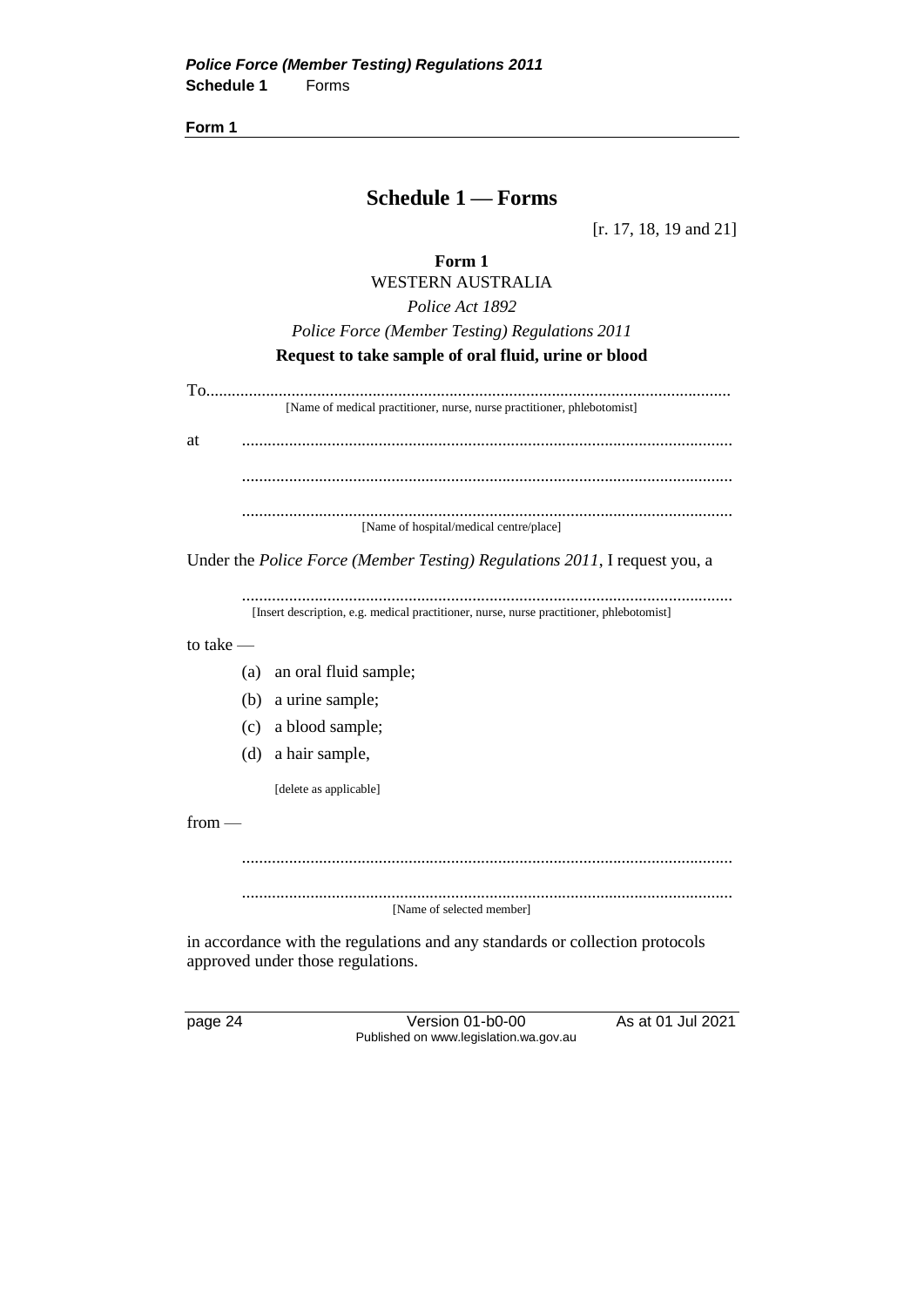# Schedule 1 — Forms

[r. 17, 18, 19 and 21]

## Form 1

WESTERN AUSTRALIA

*Police Act 1892*

*Police Force (Member Testing) Regulations 2011*

**Request to take sample of oral fluid, urine or blood**

To..........................................................................................................

[Name of medical practitioner, nurse, nurse practitioner, phlebotomist]

at .................................................................................................................

.................................................................................................................

.................................................................................................................

[Name of hospital/medical centre/place]

Under the *Police Force (Member Testing) Regulations 2011*, I request you, a

.................................................................................................................

[Insert description, e.g. medical practitioner, nurse, nurse practitioner, phlebotomist]

to take —

(a) an oral fluid sample;

(b) a urine sample;

(c) a blood sample;

(d) a hair sample,

[delete as applicable]

from —

.................................................................................................................

.................................................................................................................

[Name of selected member]

in accordance with the regulations and any standards or collection protocols approved under those regulations.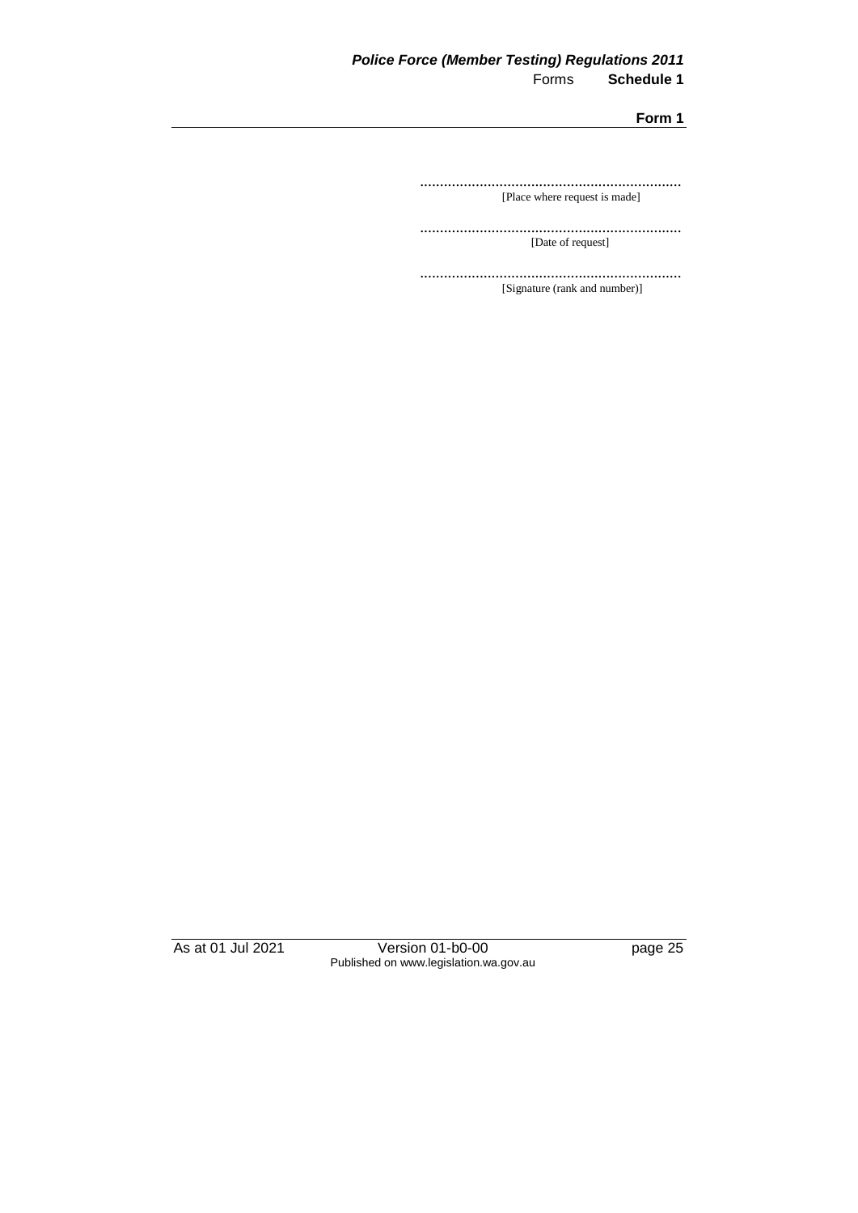.................................................................
[Place where request is made]

.................................................................
[Date of request]

.................................................................
[Signature (rank and number)]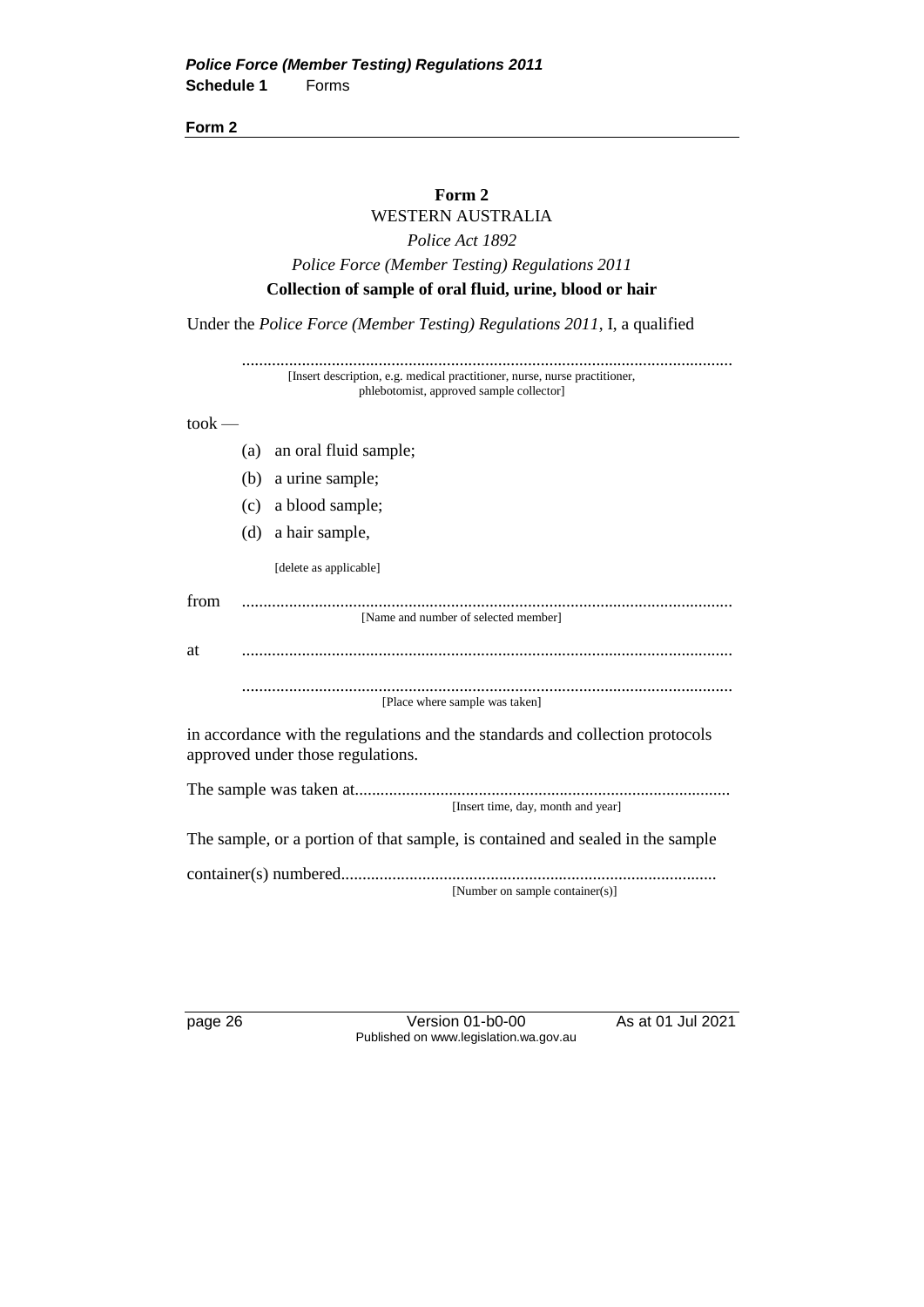**Form 2**

## Form 2

WESTERN AUSTRALIA

*Police Act 1892*

*Police Force (Member Testing) Regulations 2011*

**Collection of sample of oral fluid, urine, blood or hair**

Under the *Police Force (Member Testing) Regulations 2011*, I, a qualified

..................................................................................................................
[Insert description, e.g. medical practitioner, nurse, nurse practitioner, phlebotomist, approved sample collector]

took —

(a) an oral fluid sample;

(b) a urine sample;

(c) a blood sample;

(d) a hair sample,

[delete as applicable]

from ..................................................................................................................
[Name and number of selected member]

at ..................................................................................................................

..................................................................................................................
[Place where sample was taken]

in accordance with the regulations and the standards and collection protocols approved under those regulations.

The sample was taken at.......................................................................................
[Insert time, day, month and year]

The sample, or a portion of that sample, is contained and sealed in the sample

container(s) numbered.......................................................................................
[Number on sample container(s)]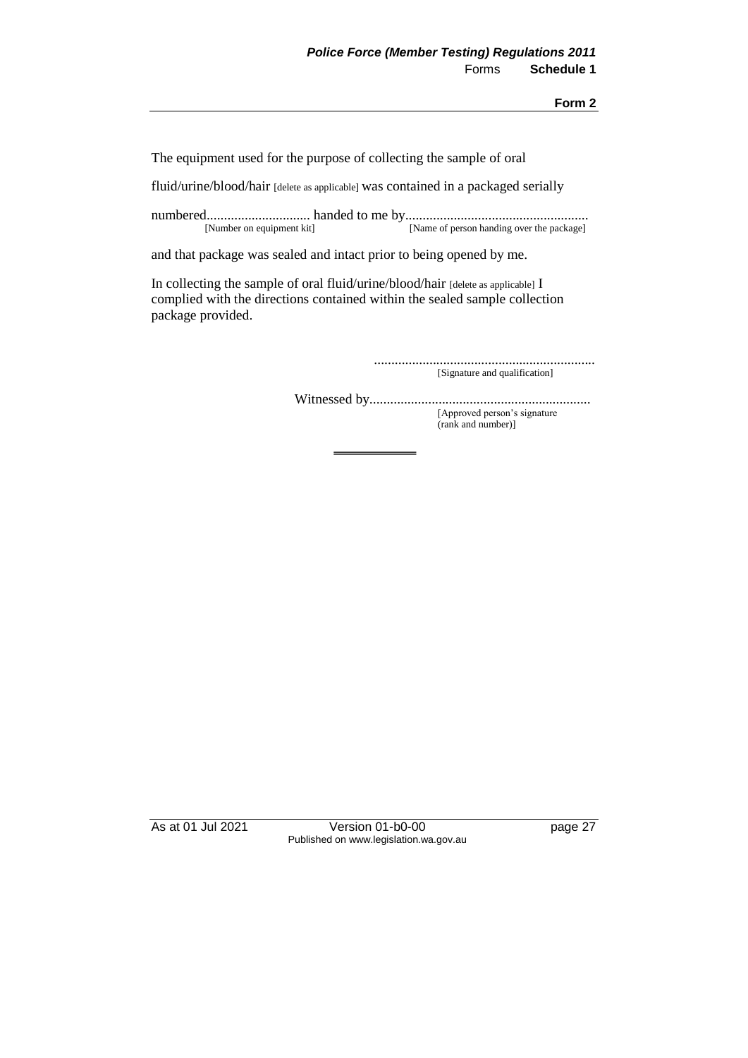The equipment used for the purpose of collecting the sample of oral fluid/urine/blood/hair [delete as applicable] was contained in a packaged serially numbered.............................. handed to me by.....................................................
[Number on equipment kit] [Name of person handing over the package]

and that package was sealed and intact prior to being opened by me.

In collecting the sample of oral fluid/urine/blood/hair [delete as applicable] I complied with the directions contained within the sealed sample collection package provided.

................................................................
[Signature and qualification]

Witnessed by................................................................
[Approved person's signature (rank and number)]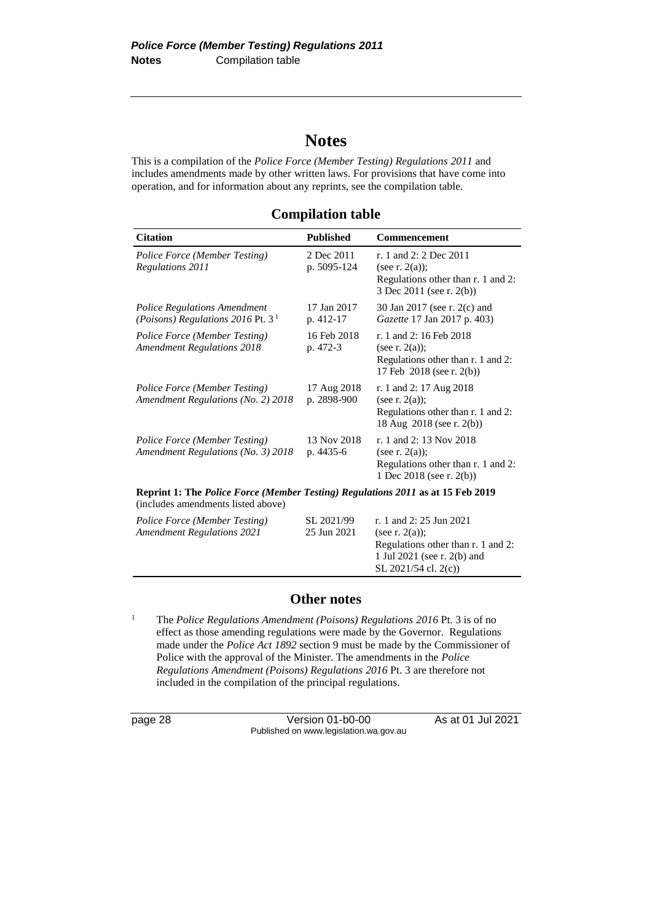# Notes

This is a compilation of the *Police Force (Member Testing) Regulations 2011* and includes amendments made by other written laws. For provisions that have come into operation, and for information about any reprints, see the compilation table.

## Compilation table

| Citation | Published | Commencement |
|---|---|---|
| *Police Force (Member Testing) Regulations 2011* | 2 Dec 2011 p. 5095-124 | r. 1 and 2: 2 Dec 2011 (see r. 2(a)); Regulations other than r. 1 and 2: 3 Dec 2011 (see r. 2(b)) |
| *Police Regulations Amendment (Poisons) Regulations 2016* Pt. 3 [1] | 17 Jan 2017 p. 412-17 | 30 Jan 2017 (see r. 2(c) and *Gazette* 17 Jan 2017 p. 403) |
| *Police Force (Member Testing) Amendment Regulations 2018* | 16 Feb 2018 p. 472-3 | r. 1 and 2: 16 Feb 2018 (see r. 2(a)); Regulations other than r. 1 and 2: 17 Feb 2018 (see r. 2(b)) |
| *Police Force (Member Testing) Amendment Regulations (No. 2) 2018* | 17 Aug 2018 p. 2898-900 | r. 1 and 2: 17 Aug 2018 (see r. 2(a)); Regulations other than r. 1 and 2: 18 Aug 2018 (see r. 2(b)) |
| *Police Force (Member Testing) Amendment Regulations (No. 3) 2018* | 13 Nov 2018 p. 4435-6 | r. 1 and 2: 13 Nov 2018 (see r. 2(a)); Regulations other than r. 1 and 2: 1 Dec 2018 (see r. 2(b)) |
| **Reprint 1: The *Police Force (Member Testing) Regulations 2011* as at 15 Feb 2019** (includes amendments listed above) | | |
| *Police Force (Member Testing) Amendment Regulations 2021* | SL 2021/99 25 Jun 2021 | r. 1 and 2: 25 Jun 2021 (see r. 2(a)); Regulations other than r. 1 and 2: 1 Jul 2021 (see r. 2(b) and SL 2021/54 cl. 2(c)) |

### Other notes

[1] The *Police Regulations Amendment (Poisons) Regulations 2016* Pt. 3 is of no effect as those amending regulations were made by the Governor. Regulations made under the *Police Act 1892* section 9 must be made by the Commissioner of Police with the approval of the Minister. The amendments in the *Police Regulations Amendment (Poisons) Regulations 2016* Pt. 3 are therefore not included in the compilation of the principal regulations.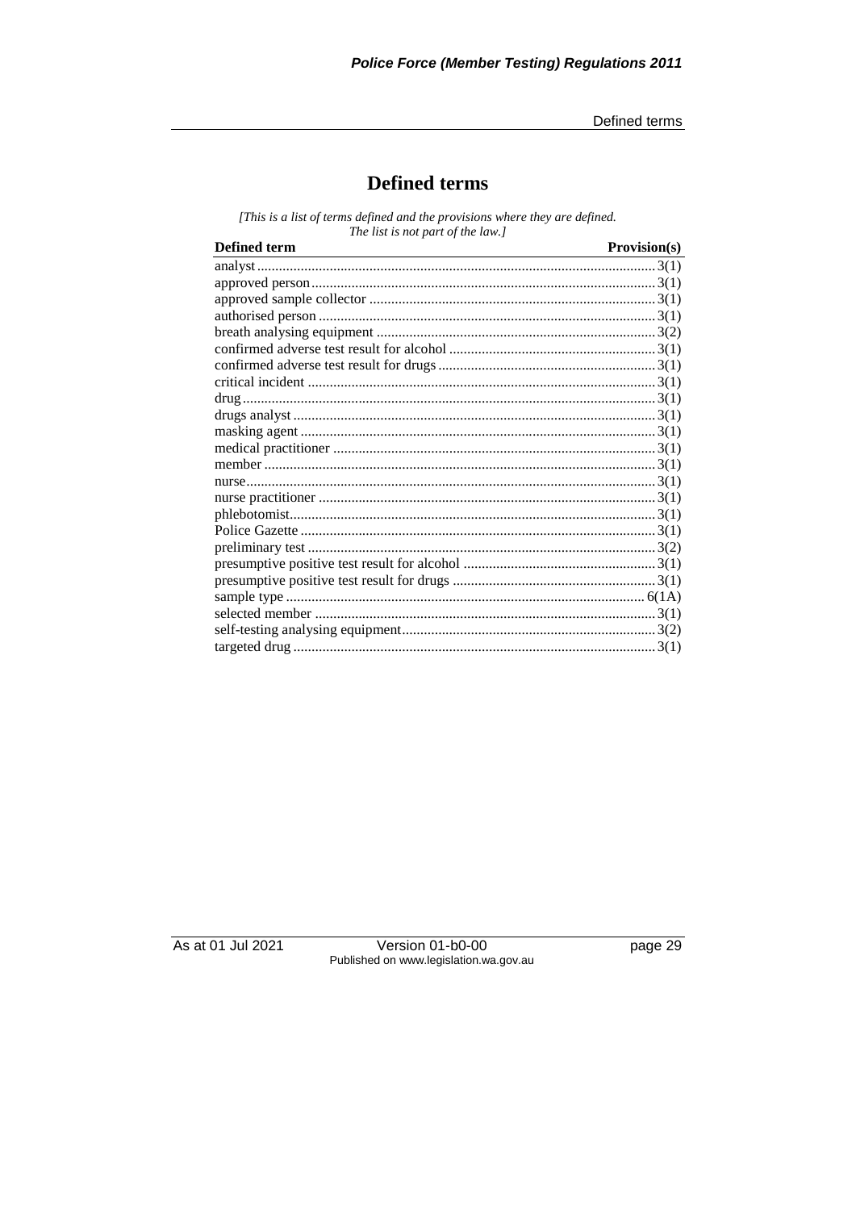# Defined terms

*[This is a list of terms defined and the provisions where they are defined. The list is not part of the law.]*

| Defined term | Provision(s) |
|---|---|
| analyst | 3(1) |
| approved person | 3(1) |
| approved sample collector | 3(1) |
| authorised person | 3(1) |
| breath analysing equipment | 3(2) |
| confirmed adverse test result for alcohol | 3(1) |
| confirmed adverse test result for drugs | 3(1) |
| critical incident | 3(1) |
| drug | 3(1) |
| drugs analyst | 3(1) |
| masking agent | 3(1) |
| medical practitioner | 3(1) |
| member | 3(1) |
| nurse | 3(1) |
| nurse practitioner | 3(1) |
| phlebotomist | 3(1) |
| Police Gazette | 3(1) |
| preliminary test | 3(2) |
| presumptive positive test result for alcohol | 3(1) |
| presumptive positive test result for drugs | 3(1) |
| sample type | 6(1A) |
| selected member | 3(1) |
| self-testing analysing equipment | 3(2) |
| targeted drug | 3(1) |